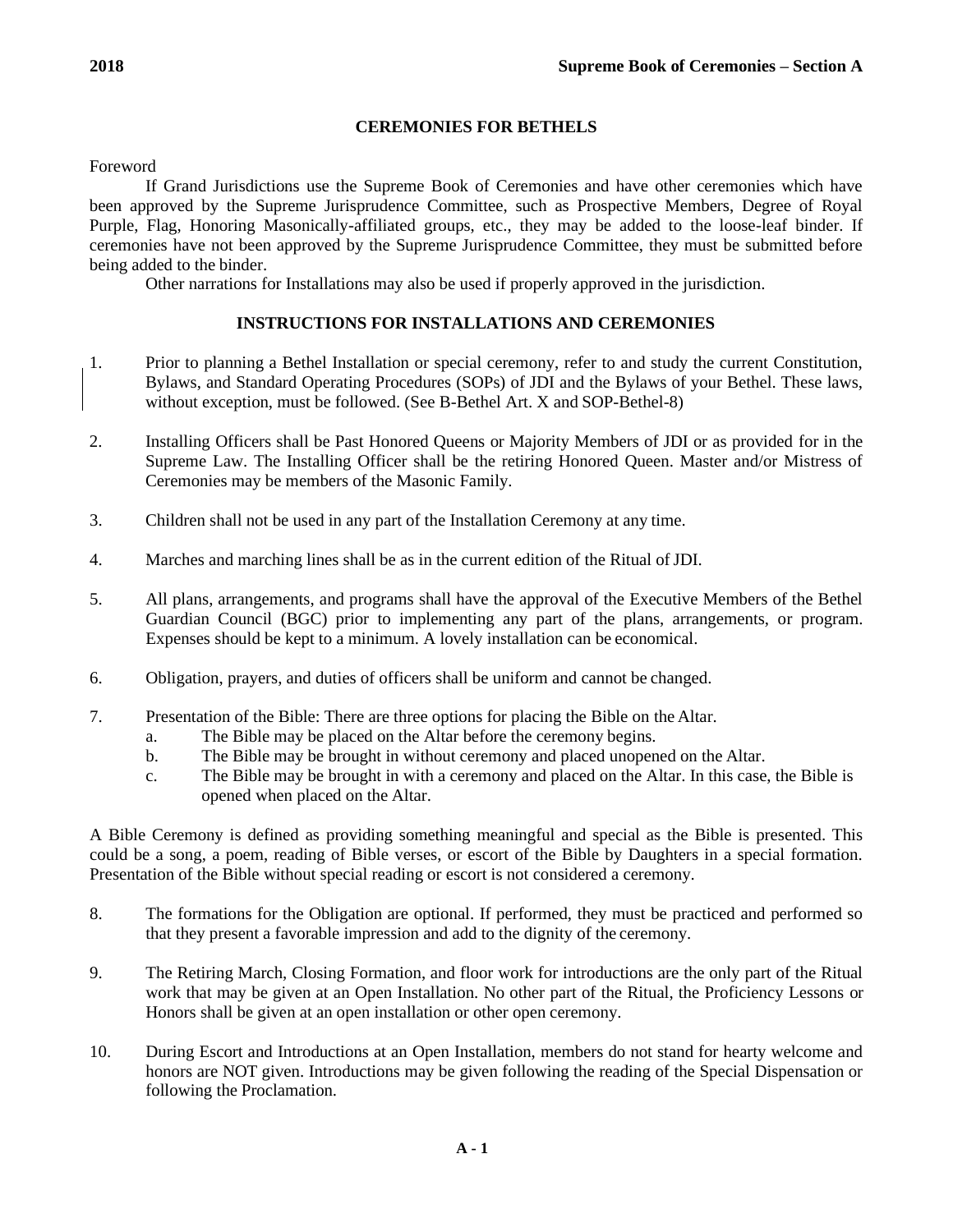# CEREMONIES FOR BETHELS

Foreword

If Grand Jurisdictions use the Supreme Book of Ceremonies and have other ceremonies which have been approved by the Supreme Jurisprudence Committee, such as Prospective Members, Degree of Royal Purple, Flag, Honoring Masonically-affiliated groups, etc., they may be added to the loose-leaf binder. If ceremonies have not been approved by the Supreme Jurisprudence Committee, they must be submitted before being added to the binder.

Other narrations for Installations may also be used if properly approved in the jurisdiction.

## INSTRUCTIONS FOR INSTALLATIONS AND CEREMONIES

1. Prior to planning a Bethel Installation or special ceremony, refer to and study the current Constitution, Bylaws, and Standard Operating Procedures (SOPs) of JDI and the Bylaws of your Bethel. These laws, without exception, must be followed. (See B-Bethel Art. X and SOP-Bethel-8)

2. Installing Officers shall be Past Honored Queens or Majority Members of JDI or as provided for in the Supreme Law. The Installing Officer shall be the retiring Honored Queen. Master and/or Mistress of Ceremonies may be members of the Masonic Family.

3. Children shall not be used in any part of the Installation Ceremony at any time.

4. Marches and marching lines shall be as in the current edition of the Ritual of JDI.

5. All plans, arrangements, and programs shall have the approval of the Executive Members of the Bethel Guardian Council (BGC) prior to implementing any part of the plans, arrangements, or program. Expenses should be kept to a minimum. A lovely installation can be economical.

6. Obligation, prayers, and duties of officers shall be uniform and cannot be changed.

7. Presentation of the Bible: There are three options for placing the Bible on the Altar.
   a. The Bible may be placed on the Altar before the ceremony begins.
   b. The Bible may be brought in without ceremony and placed unopened on the Altar.
   c. The Bible may be brought in with a ceremony and placed on the Altar. In this case, the Bible is opened when placed on the Altar.

A Bible Ceremony is defined as providing something meaningful and special as the Bible is presented. This could be a song, a poem, reading of Bible verses, or escort of the Bible by Daughters in a special formation. Presentation of the Bible without special reading or escort is not considered a ceremony.

8. The formations for the Obligation are optional. If performed, they must be practiced and performed so that they present a favorable impression and add to the dignity of the ceremony.

9. The Retiring March, Closing Formation, and floor work for introductions are the only part of the Ritual work that may be given at an Open Installation. No other part of the Ritual, the Proficiency Lessons or Honors shall be given at an open installation or other open ceremony.

10. During Escort and Introductions at an Open Installation, members do not stand for hearty welcome and honors are NOT given. Introductions may be given following the reading of the Special Dispensation or following the Proclamation.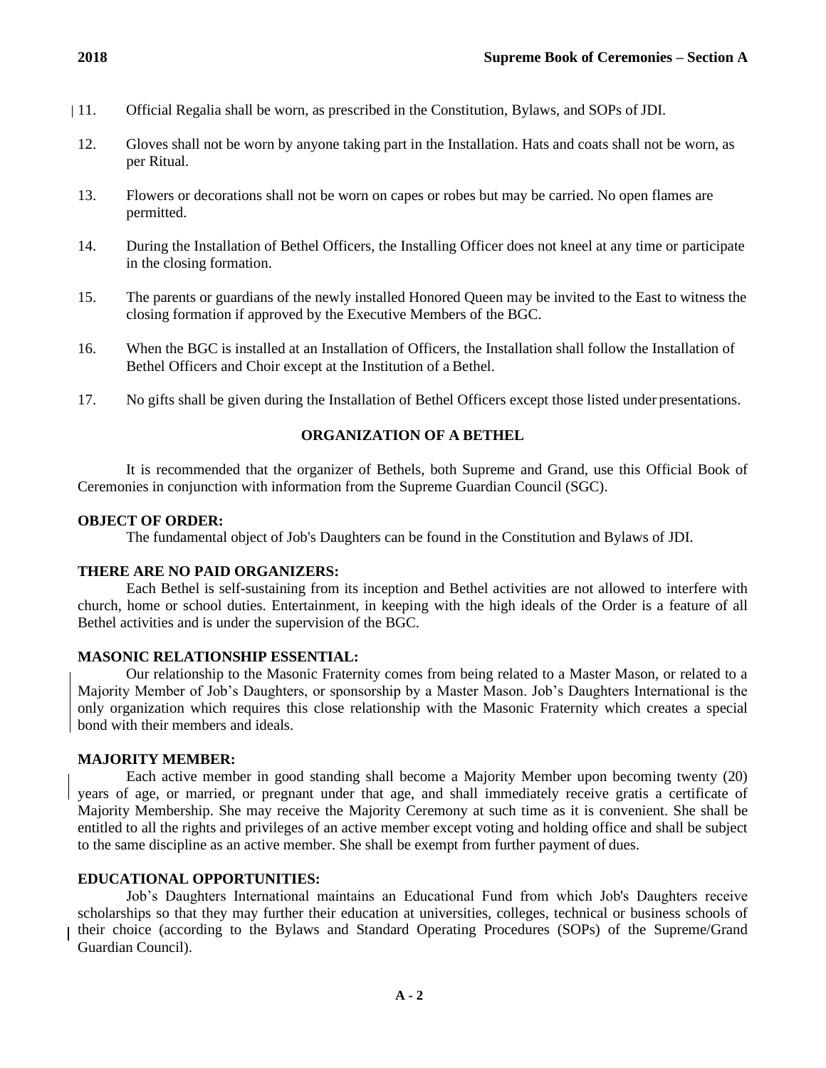11. Official Regalia shall be worn, as prescribed in the Constitution, Bylaws, and SOPs of JDI.

12. Gloves shall not be worn by anyone taking part in the Installation. Hats and coats shall not be worn, as per Ritual.

13. Flowers or decorations shall not be worn on capes or robes but may be carried. No open flames are permitted.

14. During the Installation of Bethel Officers, the Installing Officer does not kneel at any time or participate in the closing formation.

15. The parents or guardians of the newly installed Honored Queen may be invited to the East to witness the closing formation if approved by the Executive Members of the BGC.

16. When the BGC is installed at an Installation of Officers, the Installation shall follow the Installation of Bethel Officers and Choir except at the Institution of a Bethel.

17. No gifts shall be given during the Installation of Bethel Officers except those listed under presentations.

## ORGANIZATION OF A BETHEL

It is recommended that the organizer of Bethels, both Supreme and Grand, use this Official Book of Ceremonies in conjunction with information from the Supreme Guardian Council (SGC).

**OBJECT OF ORDER:**

The fundamental object of Job's Daughters can be found in the Constitution and Bylaws of JDI.

**THERE ARE NO PAID ORGANIZERS:**

Each Bethel is self-sustaining from its inception and Bethel activities are not allowed to interfere with church, home or school duties. Entertainment, in keeping with the high ideals of the Order is a feature of all Bethel activities and is under the supervision of the BGC.

**MASONIC RELATIONSHIP ESSENTIAL:**

Our relationship to the Masonic Fraternity comes from being related to a Master Mason, or related to a Majority Member of Job's Daughters, or sponsorship by a Master Mason. Job's Daughters International is the only organization which requires this close relationship with the Masonic Fraternity which creates a special bond with their members and ideals.

**MAJORITY MEMBER:**

Each active member in good standing shall become a Majority Member upon becoming twenty (20) years of age, or married, or pregnant under that age, and shall immediately receive gratis a certificate of Majority Membership. She may receive the Majority Ceremony at such time as it is convenient. She shall be entitled to all the rights and privileges of an active member except voting and holding office and shall be subject to the same discipline as an active member. She shall be exempt from further payment of dues.

**EDUCATIONAL OPPORTUNITIES:**

Job's Daughters International maintains an Educational Fund from which Job's Daughters receive scholarships so that they may further their education at universities, colleges, technical or business schools of their choice (according to the Bylaws and Standard Operating Procedures (SOPs) of the Supreme/Grand Guardian Council).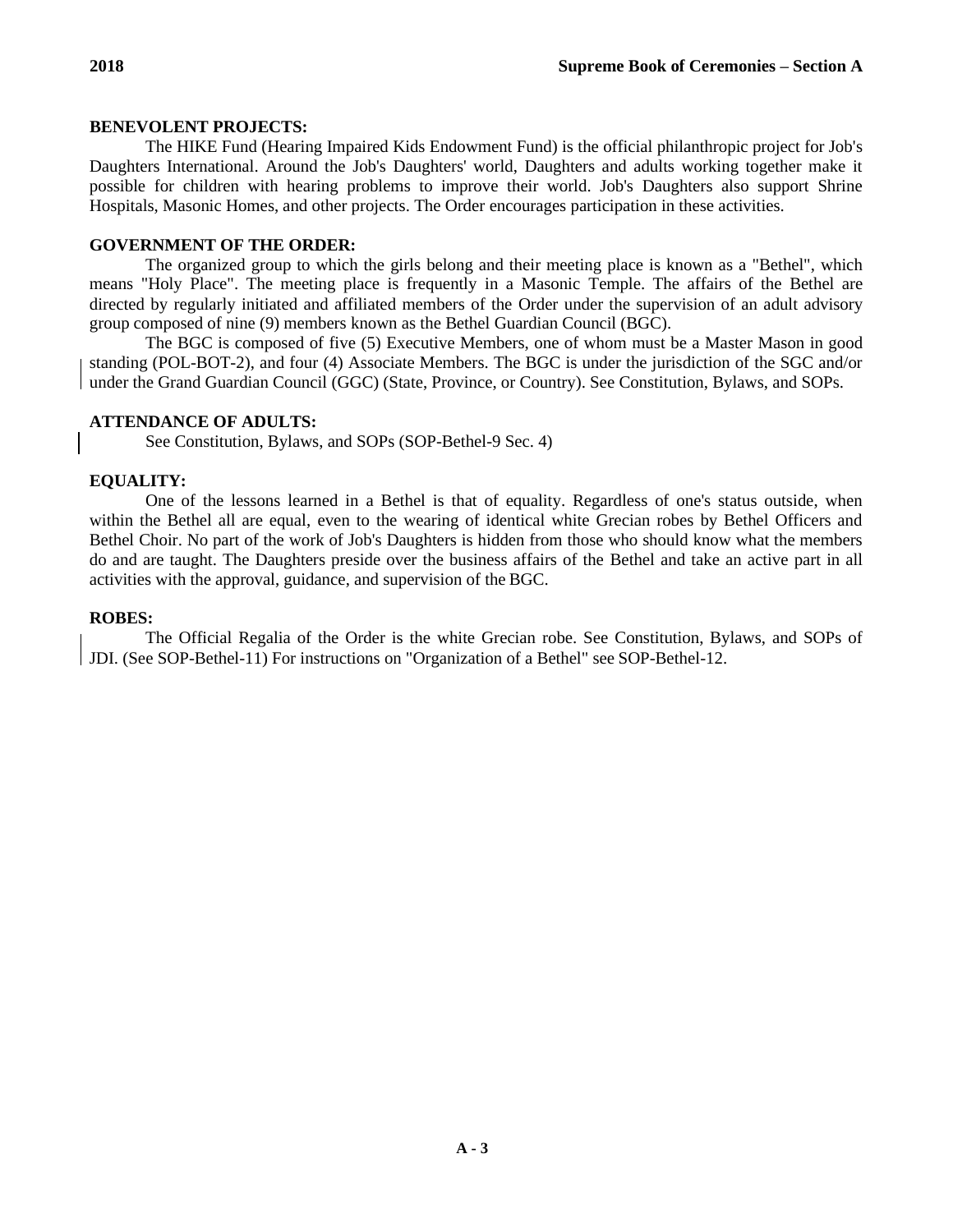**BENEVOLENT PROJECTS:**

The HIKE Fund (Hearing Impaired Kids Endowment Fund) is the official philanthropic project for Job's Daughters International. Around the Job's Daughters' world, Daughters and adults working together make it possible for children with hearing problems to improve their world. Job's Daughters also support Shrine Hospitals, Masonic Homes, and other projects. The Order encourages participation in these activities.

**GOVERNMENT OF THE ORDER:**

The organized group to which the girls belong and their meeting place is known as a "Bethel", which means "Holy Place". The meeting place is frequently in a Masonic Temple. The affairs of the Bethel are directed by regularly initiated and affiliated members of the Order under the supervision of an adult advisory group composed of nine (9) members known as the Bethel Guardian Council (BGC).

The BGC is composed of five (5) Executive Members, one of whom must be a Master Mason in good standing (POL-BOT-2), and four (4) Associate Members. The BGC is under the jurisdiction of the SGC and/or under the Grand Guardian Council (GGC) (State, Province, or Country). See Constitution, Bylaws, and SOPs.

**ATTENDANCE OF ADULTS:**

See Constitution, Bylaws, and SOPs (SOP-Bethel-9 Sec. 4)

**EQUALITY:**

One of the lessons learned in a Bethel is that of equality. Regardless of one's status outside, when within the Bethel all are equal, even to the wearing of identical white Grecian robes by Bethel Officers and Bethel Choir. No part of the work of Job's Daughters is hidden from those who should know what the members do and are taught. The Daughters preside over the business affairs of the Bethel and take an active part in all activities with the approval, guidance, and supervision of the BGC.

**ROBES:**

The Official Regalia of the Order is the white Grecian robe. See Constitution, Bylaws, and SOPs of JDI. (See SOP-Bethel-11) For instructions on "Organization of a Bethel" see SOP-Bethel-12.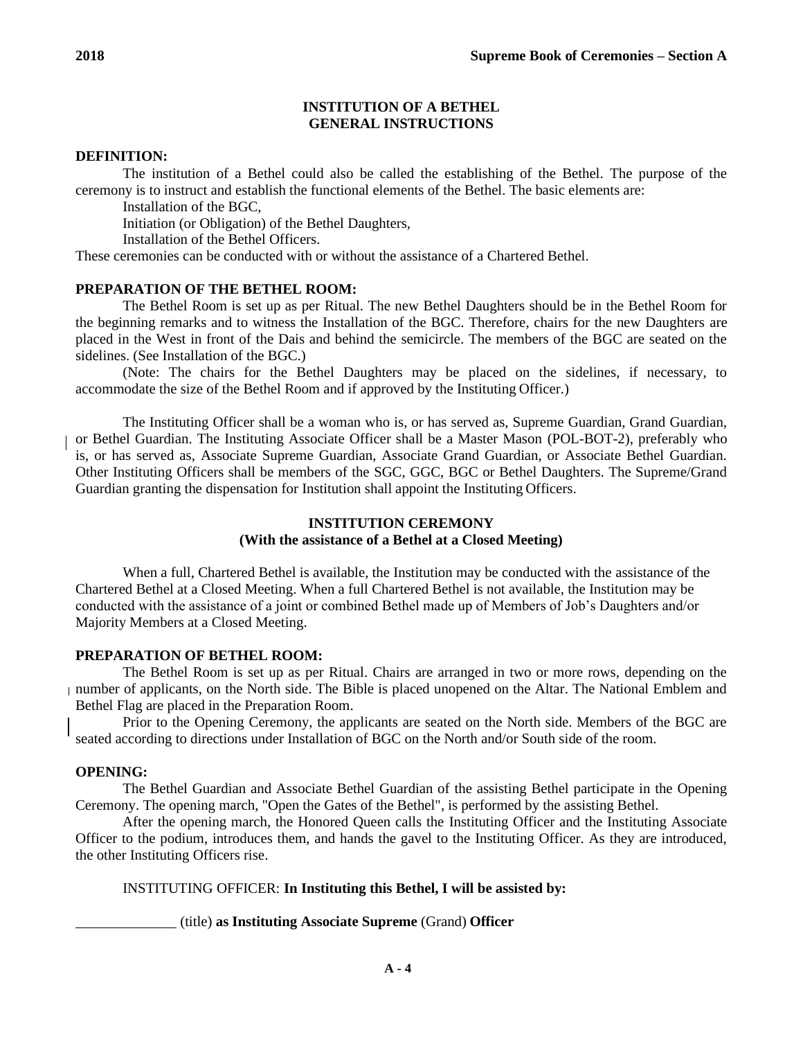## INSTITUTION OF A BETHEL
## GENERAL INSTRUCTIONS

**DEFINITION:**

The institution of a Bethel could also be called the establishing of the Bethel. The purpose of the ceremony is to instruct and establish the functional elements of the Bethel. The basic elements are:

Installation of the BGC,
Initiation (or Obligation) of the Bethel Daughters,
Installation of the Bethel Officers.

These ceremonies can be conducted with or without the assistance of a Chartered Bethel.

**PREPARATION OF THE BETHEL ROOM:**

The Bethel Room is set up as per Ritual. The new Bethel Daughters should be in the Bethel Room for the beginning remarks and to witness the Installation of the BGC. Therefore, chairs for the new Daughters are placed in the West in front of the Dais and behind the semicircle. The members of the BGC are seated on the sidelines. (See Installation of the BGC.)

(Note: The chairs for the Bethel Daughters may be placed on the sidelines, if necessary, to accommodate the size of the Bethel Room and if approved by the Instituting Officer.)

The Instituting Officer shall be a woman who is, or has served as, Supreme Guardian, Grand Guardian, or Bethel Guardian. The Instituting Associate Officer shall be a Master Mason (POL-BOT-2), preferably who is, or has served as, Associate Supreme Guardian, Associate Grand Guardian, or Associate Bethel Guardian. Other Instituting Officers shall be members of the SGC, GGC, BGC or Bethel Daughters. The Supreme/Grand Guardian granting the dispensation for Institution shall appoint the Instituting Officers.

## INSTITUTION CEREMONY
### (With the assistance of a Bethel at a Closed Meeting)

When a full, Chartered Bethel is available, the Institution may be conducted with the assistance of the Chartered Bethel at a Closed Meeting. When a full Chartered Bethel is not available, the Institution may be conducted with the assistance of a joint or combined Bethel made up of Members of Job's Daughters and/or Majority Members at a Closed Meeting.

**PREPARATION OF BETHEL ROOM:**

The Bethel Room is set up as per Ritual. Chairs are arranged in two or more rows, depending on the number of applicants, on the North side. The Bible is placed unopened on the Altar. The National Emblem and Bethel Flag are placed in the Preparation Room.

Prior to the Opening Ceremony, the applicants are seated on the North side. Members of the BGC are seated according to directions under Installation of BGC on the North and/or South side of the room.

**OPENING:**

The Bethel Guardian and Associate Bethel Guardian of the assisting Bethel participate in the Opening Ceremony. The opening march, "Open the Gates of the Bethel", is performed by the assisting Bethel.

After the opening march, the Honored Queen calls the Instituting Officer and the Instituting Associate Officer to the podium, introduces them, and hands the gavel to the Instituting Officer. As they are introduced, the other Instituting Officers rise.

INSTITUTING OFFICER: **In Instituting this Bethel, I will be assisted by:**

______________ (title) **as Instituting Associate Supreme** (Grand) **Officer**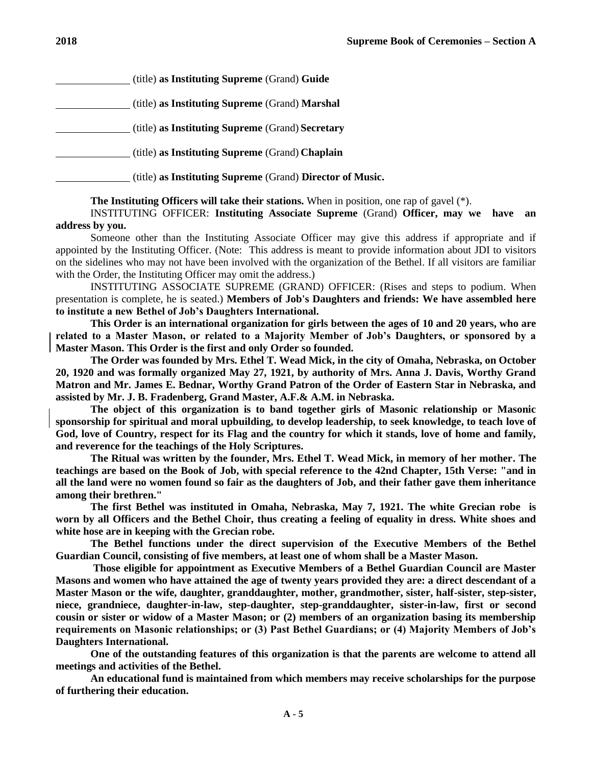\_\_\_\_\_\_\_\_\_\_\_\_\_\_ (title) **as Instituting Supreme** (Grand) **Guide**

\_\_\_\_\_\_\_\_\_\_\_\_\_\_ (title) **as Instituting Supreme** (Grand) **Marshal**

\_\_\_\_\_\_\_\_\_\_\_\_\_\_ (title) **as Instituting Supreme** (Grand) **Secretary**

\_\_\_\_\_\_\_\_\_\_\_\_\_\_ (title) **as Instituting Supreme** (Grand) **Chaplain**

\_\_\_\_\_\_\_\_\_\_\_\_\_\_ (title) **as Instituting Supreme** (Grand) **Director of Music.**

**The Instituting Officers will take their stations.** When in position, one rap of gavel (*).

INSTITUTING OFFICER: **Instituting Associate Supreme** (Grand) **Officer, may we have an address by you.**

Someone other than the Instituting Associate Officer may give this address if appropriate and if appointed by the Instituting Officer. (Note: This address is meant to provide information about JDI to visitors on the sidelines who may not have been involved with the organization of the Bethel. If all visitors are familiar with the Order, the Instituting Officer may omit the address.)

INSTITUTING ASSOCIATE SUPREME (GRAND) OFFICER: (Rises and steps to podium. When presentation is complete, he is seated.) **Members of Job's Daughters and friends: We have assembled here to institute a new Bethel of Job's Daughters International.**

**This Order is an international organization for girls between the ages of 10 and 20 years, who are related to a Master Mason, or related to a Majority Member of Job's Daughters, or sponsored by a Master Mason. This Order is the first and only Order so founded.**

**The Order was founded by Mrs. Ethel T. Wead Mick, in the city of Omaha, Nebraska, on October 20, 1920 and was formally organized May 27, 1921, by authority of Mrs. Anna J. Davis, Worthy Grand Matron and Mr. James E. Bednar, Worthy Grand Patron of the Order of Eastern Star in Nebraska, and assisted by Mr. J. B. Fradenberg, Grand Master, A.F.& A.M. in Nebraska.**

**The object of this organization is to band together girls of Masonic relationship or Masonic sponsorship for spiritual and moral upbuilding, to develop leadership, to seek knowledge, to teach love of God, love of Country, respect for its Flag and the country for which it stands, love of home and family, and reverence for the teachings of the Holy Scriptures.**

**The Ritual was written by the founder, Mrs. Ethel T. Wead Mick, in memory of her mother. The teachings are based on the Book of Job, with special reference to the 42nd Chapter, 15th Verse: "and in all the land were no women found so fair as the daughters of Job, and their father gave them inheritance among their brethren."**

**The first Bethel was instituted in Omaha, Nebraska, May 7, 1921. The white Grecian robe is worn by all Officers and the Bethel Choir, thus creating a feeling of equality in dress. White shoes and white hose are in keeping with the Grecian robe.**

**The Bethel functions under the direct supervision of the Executive Members of the Bethel Guardian Council, consisting of five members, at least one of whom shall be a Master Mason.**

**Those eligible for appointment as Executive Members of a Bethel Guardian Council are Master Masons and women who have attained the age of twenty years provided they are: a direct descendant of a Master Mason or the wife, daughter, granddaughter, mother, grandmother, sister, half-sister, step-sister, niece, grandniece, daughter-in-law, step-daughter, step-granddaughter, sister-in-law, first or second cousin or sister or widow of a Master Mason; or (2) members of an organization basing its membership requirements on Masonic relationships; or (3) Past Bethel Guardians; or (4) Majority Members of Job's Daughters International.**

**One of the outstanding features of this organization is that the parents are welcome to attend all meetings and activities of the Bethel.**

**An educational fund is maintained from which members may receive scholarships for the purpose of furthering their education.**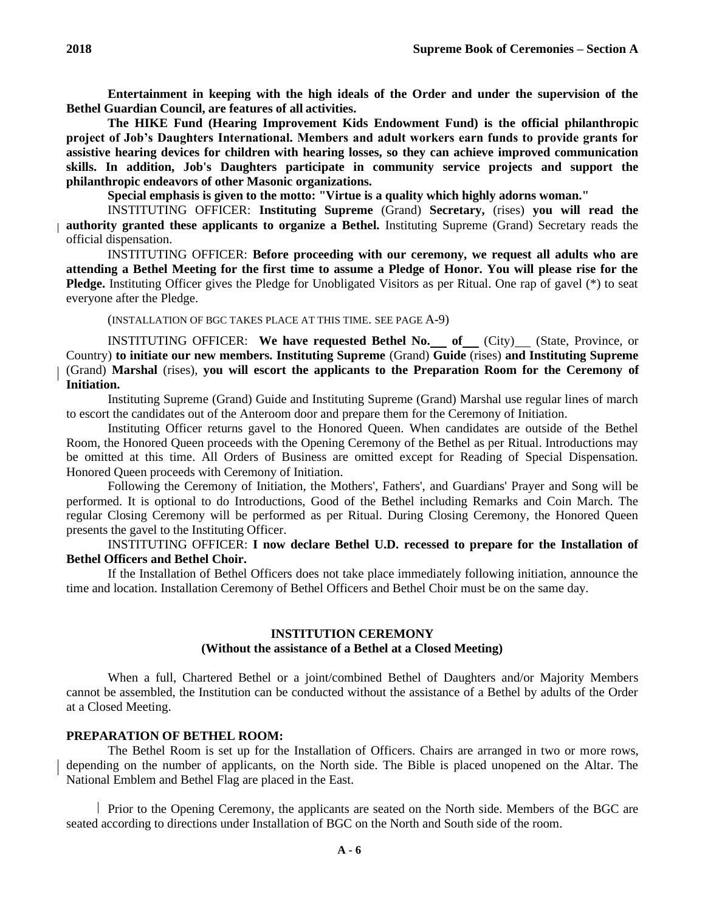**Entertainment in keeping with the high ideals of the Order and under the supervision of the Bethel Guardian Council, are features of all activities.**

**The HIKE Fund (Hearing Improvement Kids Endowment Fund) is the official philanthropic project of Job's Daughters International. Members and adult workers earn funds to provide grants for assistive hearing devices for children with hearing losses, so they can achieve improved communication skills. In addition, Job's Daughters participate in community service projects and support the philanthropic endeavors of other Masonic organizations.**

**Special emphasis is given to the motto: "Virtue is a quality which highly adorns woman."**

INSTITUTING OFFICER: **Instituting Supreme** (Grand) **Secretary,** (rises) **you will read the authority granted these applicants to organize a Bethel.** Instituting Supreme (Grand) Secretary reads the official dispensation.

INSTITUTING OFFICER: **Before proceeding with our ceremony, we request all adults who are attending a Bethel Meeting for the first time to assume a Pledge of Honor. You will please rise for the Pledge.** Instituting Officer gives the Pledge for Unobligated Visitors as per Ritual. One rap of gavel (*) to seat everyone after the Pledge.

(INSTALLATION OF BGC TAKES PLACE AT THIS TIME. SEE PAGE A-9)

INSTITUTING OFFICER: **We have requested Bethel No.\_\_\_ of\_\_\_** (City)\_\_\_ (State, Province, or Country) **to initiate our new members. Instituting Supreme** (Grand) **Guide** (rises) **and Instituting Supreme** (Grand) **Marshal** (rises), **you will escort the applicants to the Preparation Room for the Ceremony of Initiation.**

Instituting Supreme (Grand) Guide and Instituting Supreme (Grand) Marshal use regular lines of march to escort the candidates out of the Anteroom door and prepare them for the Ceremony of Initiation.

Instituting Officer returns gavel to the Honored Queen. When candidates are outside of the Bethel Room, the Honored Queen proceeds with the Opening Ceremony of the Bethel as per Ritual. Introductions may be omitted at this time. All Orders of Business are omitted except for Reading of Special Dispensation. Honored Queen proceeds with Ceremony of Initiation.

Following the Ceremony of Initiation, the Mothers', Fathers', and Guardians' Prayer and Song will be performed. It is optional to do Introductions, Good of the Bethel including Remarks and Coin March. The regular Closing Ceremony will be performed as per Ritual. During Closing Ceremony, the Honored Queen presents the gavel to the Instituting Officer.

INSTITUTING OFFICER: **I now declare Bethel U.D. recessed to prepare for the Installation of Bethel Officers and Bethel Choir.**

If the Installation of Bethel Officers does not take place immediately following initiation, announce the time and location. Installation Ceremony of Bethel Officers and Bethel Choir must be on the same day.

## INSTITUTION CEREMONY
### (Without the assistance of a Bethel at a Closed Meeting)

When a full, Chartered Bethel or a joint/combined Bethel of Daughters and/or Majority Members cannot be assembled, the Institution can be conducted without the assistance of a Bethel by adults of the Order at a Closed Meeting.

**PREPARATION OF BETHEL ROOM:**

The Bethel Room is set up for the Installation of Officers. Chairs are arranged in two or more rows, depending on the number of applicants, on the North side. The Bible is placed unopened on the Altar. The National Emblem and Bethel Flag are placed in the East.

Prior to the Opening Ceremony, the applicants are seated on the North side. Members of the BGC are seated according to directions under Installation of BGC on the North and South side of the room.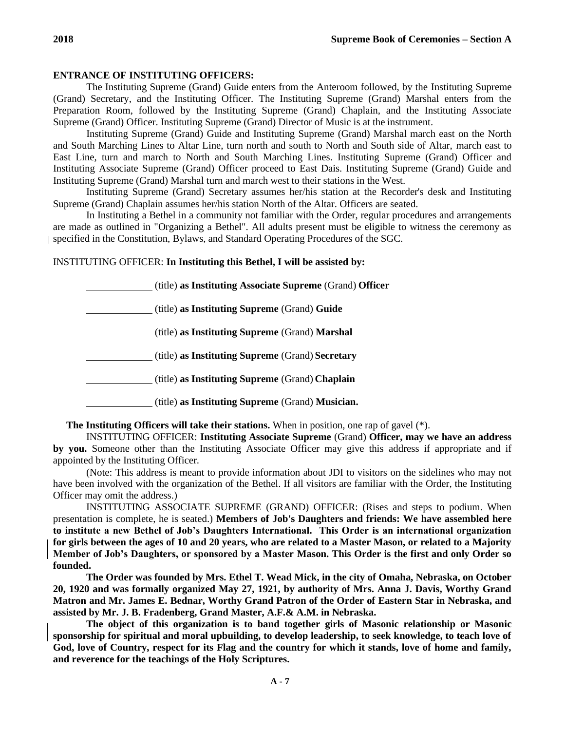**ENTRANCE OF INSTITUTING OFFICERS:**

The Instituting Supreme (Grand) Guide enters from the Anteroom followed, by the Instituting Supreme (Grand) Secretary, and the Instituting Officer. The Instituting Supreme (Grand) Marshal enters from the Preparation Room, followed by the Instituting Supreme (Grand) Chaplain, and the Instituting Associate Supreme (Grand) Officer. Instituting Supreme (Grand) Director of Music is at the instrument.

Instituting Supreme (Grand) Guide and Instituting Supreme (Grand) Marshal march east on the North and South Marching Lines to Altar Line, turn north and south to North and South side of Altar, march east to East Line, turn and march to North and South Marching Lines. Instituting Supreme (Grand) Officer and Instituting Associate Supreme (Grand) Officer proceed to East Dais. Instituting Supreme (Grand) Guide and Instituting Supreme (Grand) Marshal turn and march west to their stations in the West.

Instituting Supreme (Grand) Secretary assumes her/his station at the Recorder's desk and Instituting Supreme (Grand) Chaplain assumes her/his station North of the Altar. Officers are seated.

In Instituting a Bethel in a community not familiar with the Order, regular procedures and arrangements are made as outlined in "Organizing a Bethel". All adults present must be eligible to witness the ceremony as specified in the Constitution, Bylaws, and Standard Operating Procedures of the SGC.

INSTITUTING OFFICER: **In Instituting this Bethel, I will be assisted by:**

_____________ (title) **as Instituting Associate Supreme** (Grand) **Officer**

_____________ (title) **as Instituting Supreme** (Grand) **Guide**

_____________ (title) **as Instituting Supreme** (Grand) **Marshal**

_____________ (title) **as Instituting Supreme** (Grand) **Secretary**

_____________ (title) **as Instituting Supreme** (Grand) **Chaplain**

_____________ (title) **as Instituting Supreme** (Grand) **Musician.**

**The Instituting Officers will take their stations.** When in position, one rap of gavel (*).

INSTITUTING OFFICER: **Instituting Associate Supreme** (Grand) **Officer, may we have an address by you.** Someone other than the Instituting Associate Officer may give this address if appropriate and if appointed by the Instituting Officer.

(Note: This address is meant to provide information about JDI to visitors on the sidelines who may not have been involved with the organization of the Bethel. If all visitors are familiar with the Order, the Instituting Officer may omit the address.)

INSTITUTING ASSOCIATE SUPREME (GRAND) OFFICER: (Rises and steps to podium. When presentation is complete, he is seated.) **Members of Job's Daughters and friends: We have assembled here to institute a new Bethel of Job's Daughters International. This Order is an international organization for girls between the ages of 10 and 20 years, who are related to a Master Mason, or related to a Majority Member of Job's Daughters, or sponsored by a Master Mason. This Order is the first and only Order so founded.**

**The Order was founded by Mrs. Ethel T. Wead Mick, in the city of Omaha, Nebraska, on October 20, 1920 and was formally organized May 27, 1921, by authority of Mrs. Anna J. Davis, Worthy Grand Matron and Mr. James E. Bednar, Worthy Grand Patron of the Order of Eastern Star in Nebraska, and assisted by Mr. J. B. Fradenberg, Grand Master, A.F.& A.M. in Nebraska.**

**The object of this organization is to band together girls of Masonic relationship or Masonic sponsorship for spiritual and moral upbuilding, to develop leadership, to seek knowledge, to teach love of God, love of Country, respect for its Flag and the country for which it stands, love of home and family, and reverence for the teachings of the Holy Scriptures.**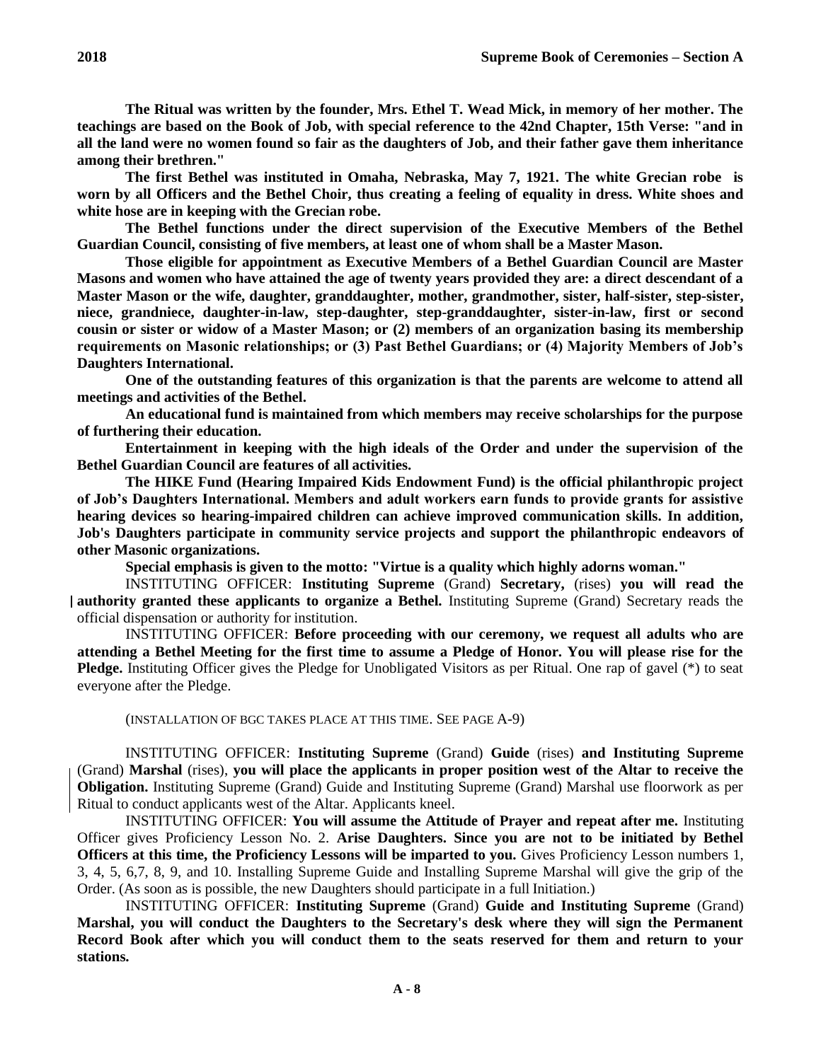**The Ritual was written by the founder, Mrs. Ethel T. Wead Mick, in memory of her mother. The teachings are based on the Book of Job, with special reference to the 42nd Chapter, 15th Verse: "and in all the land were no women found so fair as the daughters of Job, and their father gave them inheritance among their brethren."**

**The first Bethel was instituted in Omaha, Nebraska, May 7, 1921. The white Grecian robe is worn by all Officers and the Bethel Choir, thus creating a feeling of equality in dress. White shoes and white hose are in keeping with the Grecian robe.**

**The Bethel functions under the direct supervision of the Executive Members of the Bethel Guardian Council, consisting of five members, at least one of whom shall be a Master Mason.**

**Those eligible for appointment as Executive Members of a Bethel Guardian Council are Master Masons and women who have attained the age of twenty years provided they are: a direct descendant of a Master Mason or the wife, daughter, granddaughter, mother, grandmother, sister, half-sister, step-sister, niece, grandniece, daughter-in-law, step-daughter, step-granddaughter, sister-in-law, first or second cousin or sister or widow of a Master Mason; or (2) members of an organization basing its membership requirements on Masonic relationships; or (3) Past Bethel Guardians; or (4) Majority Members of Job's Daughters International.**

**One of the outstanding features of this organization is that the parents are welcome to attend all meetings and activities of the Bethel.**

**An educational fund is maintained from which members may receive scholarships for the purpose of furthering their education.**

**Entertainment in keeping with the high ideals of the Order and under the supervision of the Bethel Guardian Council are features of all activities.**

**The HIKE Fund (Hearing Impaired Kids Endowment Fund) is the official philanthropic project of Job's Daughters International. Members and adult workers earn funds to provide grants for assistive hearing devices so hearing-impaired children can achieve improved communication skills. In addition, Job's Daughters participate in community service projects and support the philanthropic endeavors of other Masonic organizations.**

**Special emphasis is given to the motto: "Virtue is a quality which highly adorns woman."**

INSTITUTING OFFICER: **Instituting Supreme** (Grand) **Secretary,** (rises) **you will read the authority granted these applicants to organize a Bethel.** Instituting Supreme (Grand) Secretary reads the official dispensation or authority for institution.

INSTITUTING OFFICER: **Before proceeding with our ceremony, we request all adults who are attending a Bethel Meeting for the first time to assume a Pledge of Honor. You will please rise for the Pledge.** Instituting Officer gives the Pledge for Unobligated Visitors as per Ritual. One rap of gavel (*) to seat everyone after the Pledge.

(INSTALLATION OF BGC TAKES PLACE AT THIS TIME. SEE PAGE A-9)

INSTITUTING OFFICER: **Instituting Supreme** (Grand) **Guide** (rises) **and Instituting Supreme** (Grand) **Marshal** (rises), **you will place the applicants in proper position west of the Altar to receive the Obligation.** Instituting Supreme (Grand) Guide and Instituting Supreme (Grand) Marshal use floorwork as per Ritual to conduct applicants west of the Altar. Applicants kneel.

INSTITUTING OFFICER: **You will assume the Attitude of Prayer and repeat after me.** Instituting Officer gives Proficiency Lesson No. 2. **Arise Daughters. Since you are not to be initiated by Bethel Officers at this time, the Proficiency Lessons will be imparted to you.** Gives Proficiency Lesson numbers 1, 3, 4, 5, 6,7, 8, 9, and 10. Installing Supreme Guide and Installing Supreme Marshal will give the grip of the Order. (As soon as is possible, the new Daughters should participate in a full Initiation.)

INSTITUTING OFFICER: **Instituting Supreme** (Grand) **Guide and Instituting Supreme** (Grand) **Marshal, you will conduct the Daughters to the Secretary's desk where they will sign the Permanent Record Book after which you will conduct them to the seats reserved for them and return to your stations.**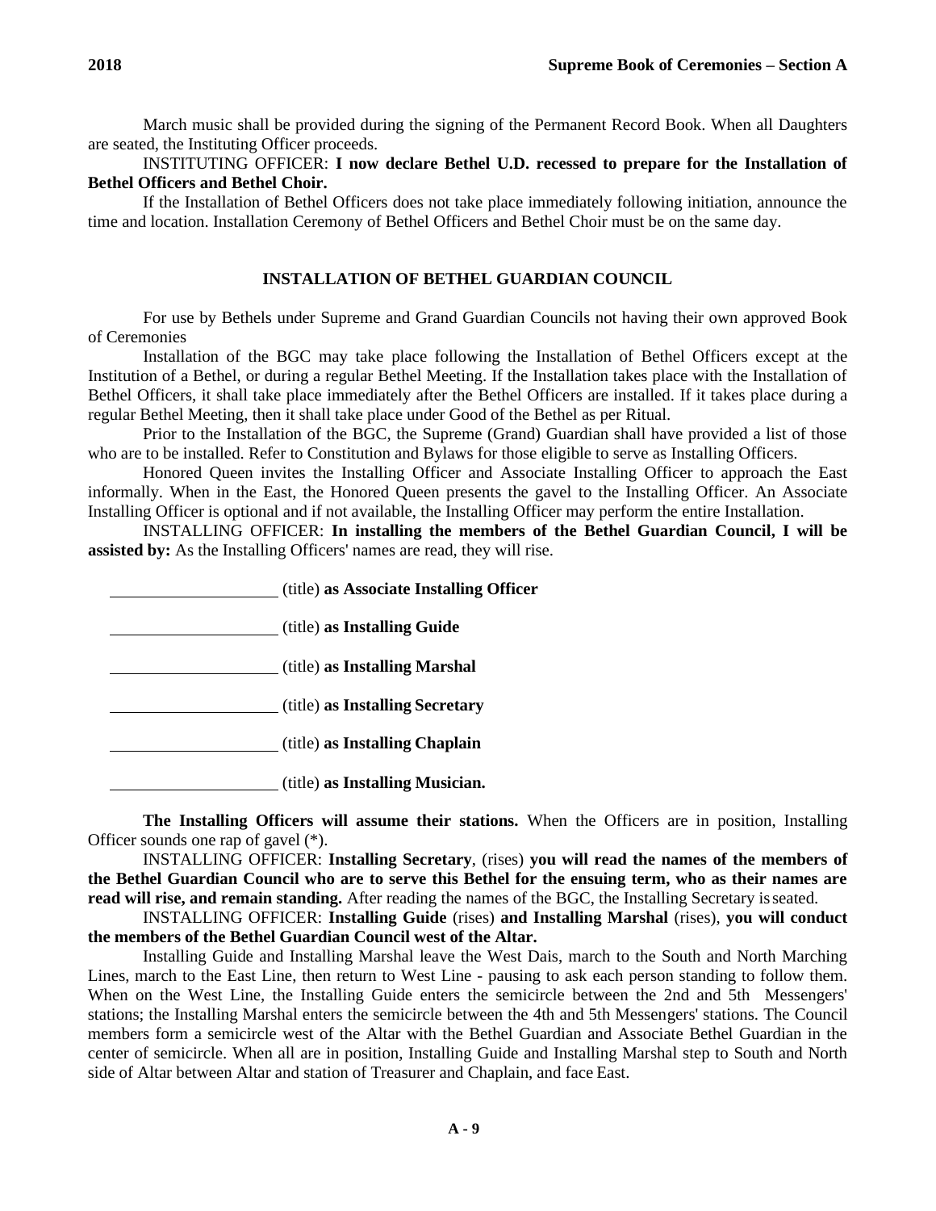March music shall be provided during the signing of the Permanent Record Book. When all Daughters are seated, the Instituting Officer proceeds.

INSTITUTING OFFICER: **I now declare Bethel U.D. recessed to prepare for the Installation of Bethel Officers and Bethel Choir.**

If the Installation of Bethel Officers does not take place immediately following initiation, announce the time and location. Installation Ceremony of Bethel Officers and Bethel Choir must be on the same day.

## INSTALLATION OF BETHEL GUARDIAN COUNCIL

For use by Bethels under Supreme and Grand Guardian Councils not having their own approved Book of Ceremonies

Installation of the BGC may take place following the Installation of Bethel Officers except at the Institution of a Bethel, or during a regular Bethel Meeting. If the Installation takes place with the Installation of Bethel Officers, it shall take place immediately after the Bethel Officers are installed. If it takes place during a regular Bethel Meeting, then it shall take place under Good of the Bethel as per Ritual.

Prior to the Installation of the BGC, the Supreme (Grand) Guardian shall have provided a list of those who are to be installed. Refer to Constitution and Bylaws for those eligible to serve as Installing Officers.

Honored Queen invites the Installing Officer and Associate Installing Officer to approach the East informally. When in the East, the Honored Queen presents the gavel to the Installing Officer. An Associate Installing Officer is optional and if not available, the Installing Officer may perform the entire Installation.

INSTALLING OFFICER: **In installing the members of the Bethel Guardian Council, I will be assisted by:** As the Installing Officers' names are read, they will rise.

____________________ (title) **as Associate Installing Officer**

____________________ (title) **as Installing Guide**

____________________ (title) **as Installing Marshal**

____________________ (title) **as Installing Secretary**

____________________ (title) **as Installing Chaplain**

____________________ (title) **as Installing Musician.**

**The Installing Officers will assume their stations.** When the Officers are in position, Installing Officer sounds one rap of gavel (*).

INSTALLING OFFICER: **Installing Secretary**, (rises) **you will read the names of the members of the Bethel Guardian Council who are to serve this Bethel for the ensuing term, who as their names are read will rise, and remain standing.** After reading the names of the BGC, the Installing Secretary is seated.

INSTALLING OFFICER: **Installing Guide** (rises) **and Installing Marshal** (rises), **you will conduct the members of the Bethel Guardian Council west of the Altar.**

Installing Guide and Installing Marshal leave the West Dais, march to the South and North Marching Lines, march to the East Line, then return to West Line - pausing to ask each person standing to follow them. When on the West Line, the Installing Guide enters the semicircle between the 2nd and 5th Messengers' stations; the Installing Marshal enters the semicircle between the 4th and 5th Messengers' stations. The Council members form a semicircle west of the Altar with the Bethel Guardian and Associate Bethel Guardian in the center of semicircle. When all are in position, Installing Guide and Installing Marshal step to South and North side of Altar between Altar and station of Treasurer and Chaplain, and face East.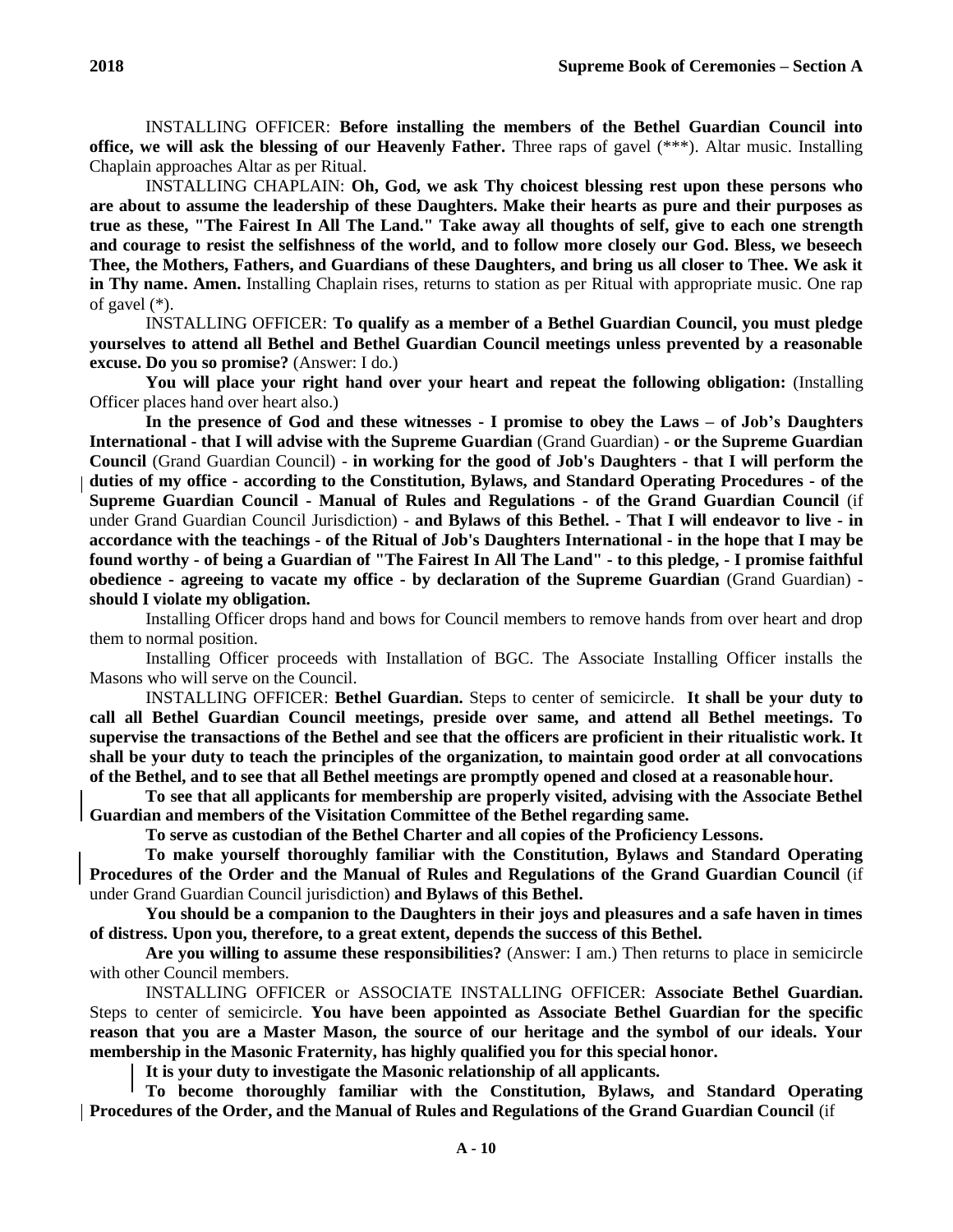INSTALLING OFFICER: **Before installing the members of the Bethel Guardian Council into office, we will ask the blessing of our Heavenly Father.** Three raps of gavel (***). Altar music. Installing Chaplain approaches Altar as per Ritual.

INSTALLING CHAPLAIN: **Oh, God, we ask Thy choicest blessing rest upon these persons who are about to assume the leadership of these Daughters. Make their hearts as pure and their purposes as true as these, "The Fairest In All The Land." Take away all thoughts of self, give to each one strength and courage to resist the selfishness of the world, and to follow more closely our God. Bless, we beseech Thee, the Mothers, Fathers, and Guardians of these Daughters, and bring us all closer to Thee. We ask it in Thy name. Amen.** Installing Chaplain rises, returns to station as per Ritual with appropriate music. One rap of gavel (*).

INSTALLING OFFICER: **To qualify as a member of a Bethel Guardian Council, you must pledge yourselves to attend all Bethel and Bethel Guardian Council meetings unless prevented by a reasonable excuse. Do you so promise?** (Answer: I do.)

**You will place your right hand over your heart and repeat the following obligation:** (Installing Officer places hand over heart also.)

**In the presence of God and these witnesses - I promise to obey the Laws – of Job's Daughters International - that I will advise with the Supreme Guardian** (Grand Guardian) - **or the Supreme Guardian Council** (Grand Guardian Council) - **in working for the good of Job's Daughters - that I will perform the duties of my office - according to the Constitution, Bylaws, and Standard Operating Procedures - of the Supreme Guardian Council - Manual of Rules and Regulations - of the Grand Guardian Council** (if under Grand Guardian Council Jurisdiction) - **and Bylaws of this Bethel. - That I will endeavor to live - in accordance with the teachings - of the Ritual of Job's Daughters International - in the hope that I may be found worthy - of being a Guardian of "The Fairest In All The Land" - to this pledge, - I promise faithful obedience - agreeing to vacate my office - by declaration of the Supreme Guardian** (Grand Guardian) - **should I violate my obligation.**

Installing Officer drops hand and bows for Council members to remove hands from over heart and drop them to normal position.

Installing Officer proceeds with Installation of BGC. The Associate Installing Officer installs the Masons who will serve on the Council.

INSTALLING OFFICER: **Bethel Guardian.** Steps to center of semicircle. **It shall be your duty to call all Bethel Guardian Council meetings, preside over same, and attend all Bethel meetings. To supervise the transactions of the Bethel and see that the officers are proficient in their ritualistic work. It shall be your duty to teach the principles of the organization, to maintain good order at all convocations of the Bethel, and to see that all Bethel meetings are promptly opened and closed at a reasonable hour.**

**To see that all applicants for membership are properly visited, advising with the Associate Bethel Guardian and members of the Visitation Committee of the Bethel regarding same.**

**To serve as custodian of the Bethel Charter and all copies of the Proficiency Lessons.**

**To make yourself thoroughly familiar with the Constitution, Bylaws and Standard Operating Procedures of the Order and the Manual of Rules and Regulations of the Grand Guardian Council** (if under Grand Guardian Council jurisdiction) **and Bylaws of this Bethel.**

**You should be a companion to the Daughters in their joys and pleasures and a safe haven in times of distress. Upon you, therefore, to a great extent, depends the success of this Bethel.**

**Are you willing to assume these responsibilities?** (Answer: I am.) Then returns to place in semicircle with other Council members.

INSTALLING OFFICER or ASSOCIATE INSTALLING OFFICER: **Associate Bethel Guardian.** Steps to center of semicircle. **You have been appointed as Associate Bethel Guardian for the specific reason that you are a Master Mason, the source of our heritage and the symbol of our ideals. Your membership in the Masonic Fraternity, has highly qualified you for this special honor.**

**It is your duty to investigate the Masonic relationship of all applicants.**

**To become thoroughly familiar with the Constitution, Bylaws, and Standard Operating Procedures of the Order, and the Manual of Rules and Regulations of the Grand Guardian Council** (if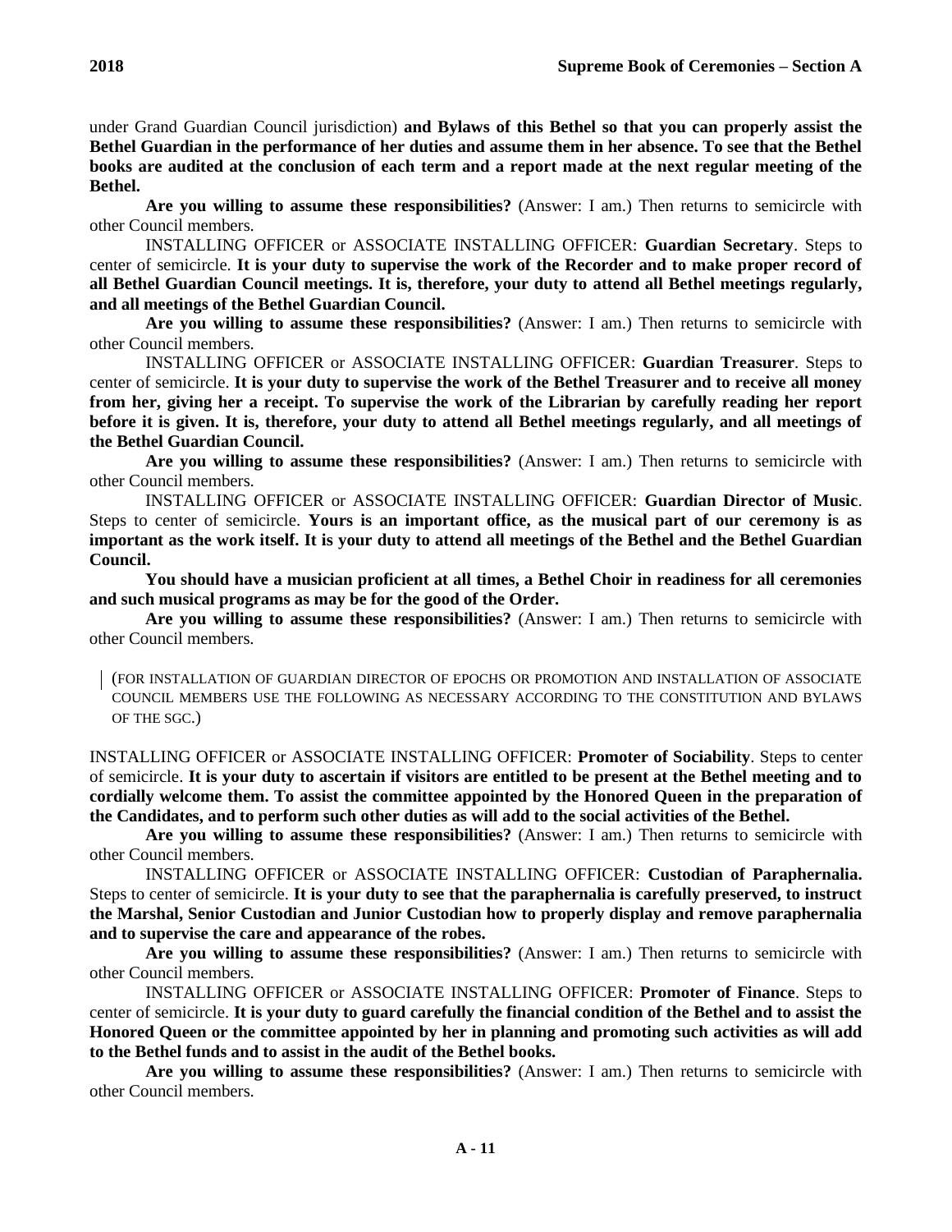under Grand Guardian Council jurisdiction) **and Bylaws of this Bethel so that you can properly assist the Bethel Guardian in the performance of her duties and assume them in her absence. To see that the Bethel books are audited at the conclusion of each term and a report made at the next regular meeting of the Bethel.**

**Are you willing to assume these responsibilities?** (Answer: I am.) Then returns to semicircle with other Council members.

INSTALLING OFFICER or ASSOCIATE INSTALLING OFFICER: **Guardian Secretary**. Steps to center of semicircle. **It is your duty to supervise the work of the Recorder and to make proper record of all Bethel Guardian Council meetings. It is, therefore, your duty to attend all Bethel meetings regularly, and all meetings of the Bethel Guardian Council.**

**Are you willing to assume these responsibilities?** (Answer: I am.) Then returns to semicircle with other Council members.

INSTALLING OFFICER or ASSOCIATE INSTALLING OFFICER: **Guardian Treasurer**. Steps to center of semicircle. **It is your duty to supervise the work of the Bethel Treasurer and to receive all money from her, giving her a receipt. To supervise the work of the Librarian by carefully reading her report before it is given. It is, therefore, your duty to attend all Bethel meetings regularly, and all meetings of the Bethel Guardian Council.**

**Are you willing to assume these responsibilities?** (Answer: I am.) Then returns to semicircle with other Council members.

INSTALLING OFFICER or ASSOCIATE INSTALLING OFFICER: **Guardian Director of Music**. Steps to center of semicircle. **Yours is an important office, as the musical part of our ceremony is as important as the work itself. It is your duty to attend all meetings of the Bethel and the Bethel Guardian Council.**

**You should have a musician proficient at all times, a Bethel Choir in readiness for all ceremonies and such musical programs as may be for the good of the Order.**

**Are you willing to assume these responsibilities?** (Answer: I am.) Then returns to semicircle with other Council members.

(FOR INSTALLATION OF GUARDIAN DIRECTOR OF EPOCHS OR PROMOTION AND INSTALLATION OF ASSOCIATE COUNCIL MEMBERS USE THE FOLLOWING AS NECESSARY ACCORDING TO THE CONSTITUTION AND BYLAWS OF THE SGC.)

INSTALLING OFFICER or ASSOCIATE INSTALLING OFFICER: **Promoter of Sociability**. Steps to center of semicircle. **It is your duty to ascertain if visitors are entitled to be present at the Bethel meeting and to cordially welcome them. To assist the committee appointed by the Honored Queen in the preparation of the Candidates, and to perform such other duties as will add to the social activities of the Bethel.**

**Are you willing to assume these responsibilities?** (Answer: I am.) Then returns to semicircle with other Council members.

INSTALLING OFFICER or ASSOCIATE INSTALLING OFFICER: **Custodian of Paraphernalia.** Steps to center of semicircle. **It is your duty to see that the paraphernalia is carefully preserved, to instruct the Marshal, Senior Custodian and Junior Custodian how to properly display and remove paraphernalia and to supervise the care and appearance of the robes.**

**Are you willing to assume these responsibilities?** (Answer: I am.) Then returns to semicircle with other Council members.

INSTALLING OFFICER or ASSOCIATE INSTALLING OFFICER: **Promoter of Finance**. Steps to center of semicircle. **It is your duty to guard carefully the financial condition of the Bethel and to assist the Honored Queen or the committee appointed by her in planning and promoting such activities as will add to the Bethel funds and to assist in the audit of the Bethel books.**

**Are you willing to assume these responsibilities?** (Answer: I am.) Then returns to semicircle with other Council members.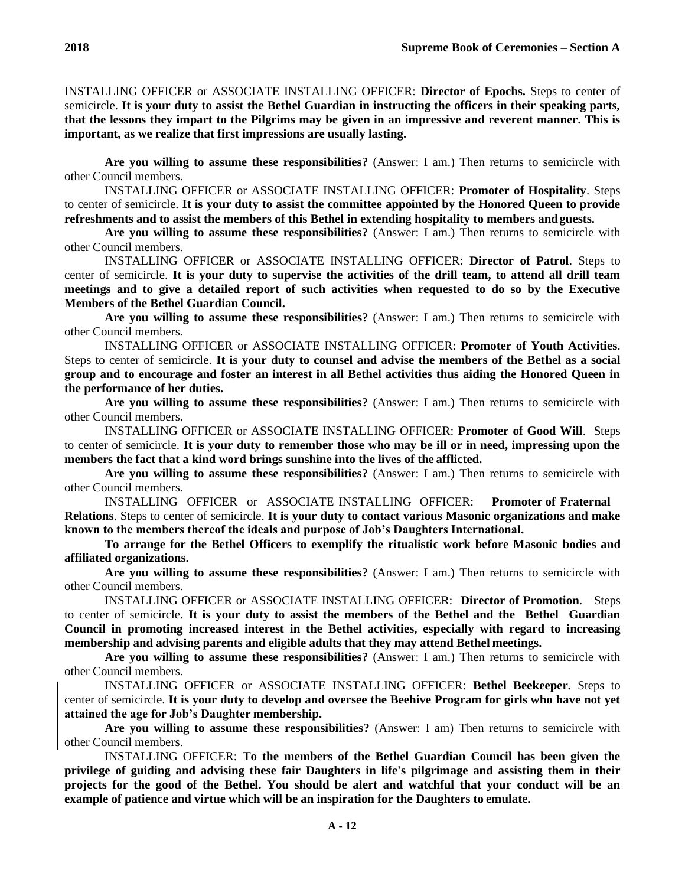INSTALLING OFFICER or ASSOCIATE INSTALLING OFFICER: **Director of Epochs.** Steps to center of semicircle. **It is your duty to assist the Bethel Guardian in instructing the officers in their speaking parts, that the lessons they impart to the Pilgrims may be given in an impressive and reverent manner. This is important, as we realize that first impressions are usually lasting.**

**Are you willing to assume these responsibilities?** (Answer: I am.) Then returns to semicircle with other Council members.

INSTALLING OFFICER or ASSOCIATE INSTALLING OFFICER: **Promoter of Hospitality**. Steps to center of semicircle. **It is your duty to assist the committee appointed by the Honored Queen to provide refreshments and to assist the members of this Bethel in extending hospitality to members and guests.**

**Are you willing to assume these responsibilities?** (Answer: I am.) Then returns to semicircle with other Council members.

INSTALLING OFFICER or ASSOCIATE INSTALLING OFFICER: **Director of Patrol**. Steps to center of semicircle. **It is your duty to supervise the activities of the drill team, to attend all drill team meetings and to give a detailed report of such activities when requested to do so by the Executive Members of the Bethel Guardian Council.**

**Are you willing to assume these responsibilities?** (Answer: I am.) Then returns to semicircle with other Council members.

INSTALLING OFFICER or ASSOCIATE INSTALLING OFFICER: **Promoter of Youth Activities**. Steps to center of semicircle. **It is your duty to counsel and advise the members of the Bethel as a social group and to encourage and foster an interest in all Bethel activities thus aiding the Honored Queen in the performance of her duties.**

**Are you willing to assume these responsibilities?** (Answer: I am.) Then returns to semicircle with other Council members.

INSTALLING OFFICER or ASSOCIATE INSTALLING OFFICER: **Promoter of Good Will**. Steps to center of semicircle. **It is your duty to remember those who may be ill or in need, impressing upon the members the fact that a kind word brings sunshine into the lives of the afflicted.**

**Are you willing to assume these responsibilities?** (Answer: I am.) Then returns to semicircle with other Council members.

INSTALLING OFFICER or ASSOCIATE INSTALLING OFFICER: **Promoter of Fraternal Relations**. Steps to center of semicircle. **It is your duty to contact various Masonic organizations and make known to the members thereof the ideals and purpose of Job's Daughters International.**

**To arrange for the Bethel Officers to exemplify the ritualistic work before Masonic bodies and affiliated organizations.**

**Are you willing to assume these responsibilities?** (Answer: I am.) Then returns to semicircle with other Council members.

INSTALLING OFFICER or ASSOCIATE INSTALLING OFFICER: **Director of Promotion**. Steps to center of semicircle. **It is your duty to assist the members of the Bethel and the Bethel Guardian Council in promoting increased interest in the Bethel activities, especially with regard to increasing membership and advising parents and eligible adults that they may attend Bethel meetings.**

**Are you willing to assume these responsibilities?** (Answer: I am.) Then returns to semicircle with other Council members.

INSTALLING OFFICER or ASSOCIATE INSTALLING OFFICER: **Bethel Beekeeper.** Steps to center of semicircle. **It is your duty to develop and oversee the Beehive Program for girls who have not yet attained the age for Job's Daughter membership.**

**Are you willing to assume these responsibilities?** (Answer: I am) Then returns to semicircle with other Council members.

INSTALLING OFFICER: **To the members of the Bethel Guardian Council has been given the privilege of guiding and advising these fair Daughters in life's pilgrimage and assisting them in their projects for the good of the Bethel. You should be alert and watchful that your conduct will be an example of patience and virtue which will be an inspiration for the Daughters to emulate.**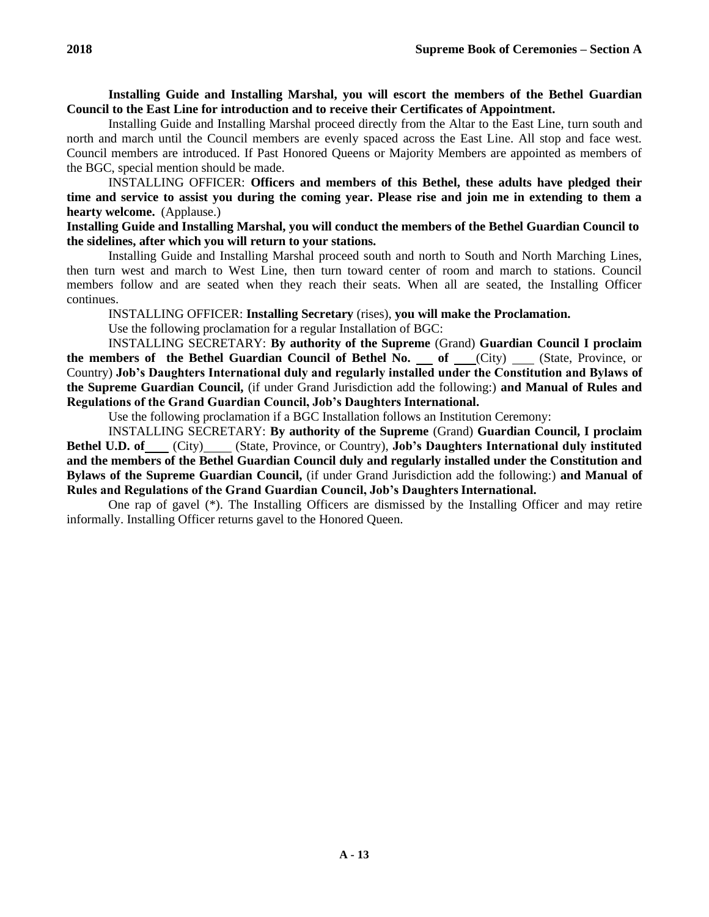**Installing Guide and Installing Marshal, you will escort the members of the Bethel Guardian Council to the East Line for introduction and to receive their Certificates of Appointment.**

Installing Guide and Installing Marshal proceed directly from the Altar to the East Line, turn south and north and march until the Council members are evenly spaced across the East Line. All stop and face west. Council members are introduced. If Past Honored Queens or Majority Members are appointed as members of the BGC, special mention should be made.

INSTALLING OFFICER: **Officers and members of this Bethel, these adults have pledged their time and service to assist you during the coming year. Please rise and join me in extending to them a hearty welcome.** (Applause.)

**Installing Guide and Installing Marshal, you will conduct the members of the Bethel Guardian Council to the sidelines, after which you will return to your stations.**

Installing Guide and Installing Marshal proceed south and north to South and North Marching Lines, then turn west and march to West Line, then turn toward center of room and march to stations. Council members follow and are seated when they reach their seats. When all are seated, the Installing Officer continues.

INSTALLING OFFICER: **Installing Secretary** (rises), **you will make the Proclamation.**

Use the following proclamation for a regular Installation of BGC:

INSTALLING SECRETARY: **By authority of the Supreme** (Grand) **Guardian Council I proclaim the members of the Bethel Guardian Council of Bethel No. \_\_\_ of \_\_\_** (City) \_\_\_ (State, Province, or Country) **Job's Daughters International duly and regularly installed under the Constitution and Bylaws of the Supreme Guardian Council,** (if under Grand Jurisdiction add the following:) **and Manual of Rules and Regulations of the Grand Guardian Council, Job's Daughters International.**

Use the following proclamation if a BGC Installation follows an Institution Ceremony:

INSTALLING SECRETARY: **By authority of the Supreme** (Grand) **Guardian Council, I proclaim Bethel U.D. of \_\_\_\_** (City) \_\_\_\_ (State, Province, or Country), **Job's Daughters International duly instituted and the members of the Bethel Guardian Council duly and regularly installed under the Constitution and Bylaws of the Supreme Guardian Council,** (if under Grand Jurisdiction add the following:) **and Manual of Rules and Regulations of the Grand Guardian Council, Job's Daughters International.**

One rap of gavel (*). The Installing Officers are dismissed by the Installing Officer and may retire informally. Installing Officer returns gavel to the Honored Queen.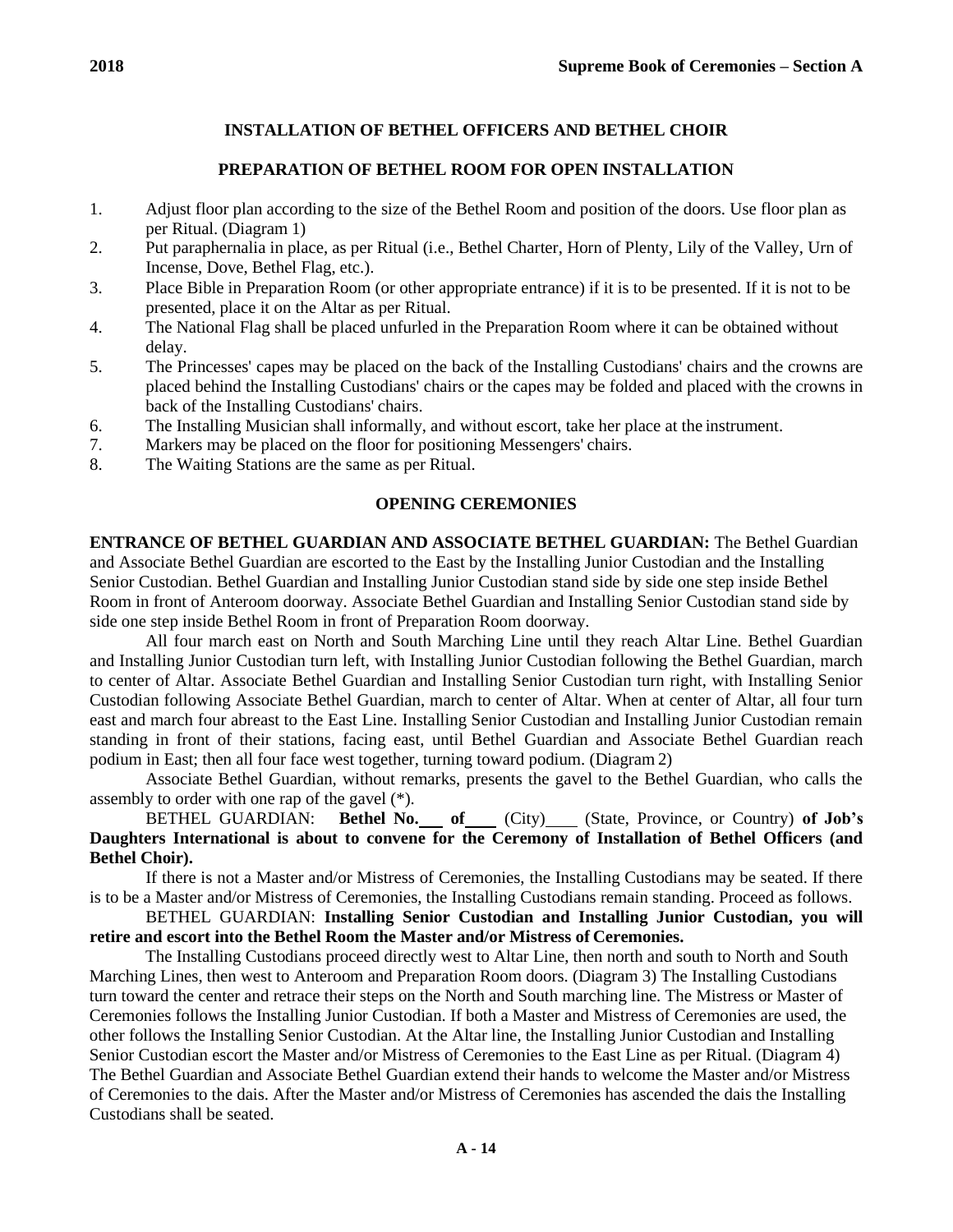## INSTALLATION OF BETHEL OFFICERS AND BETHEL CHOIR

### PREPARATION OF BETHEL ROOM FOR OPEN INSTALLATION

1. Adjust floor plan according to the size of the Bethel Room and position of the doors. Use floor plan as per Ritual. (Diagram 1)
2. Put paraphernalia in place, as per Ritual (i.e., Bethel Charter, Horn of Plenty, Lily of the Valley, Urn of Incense, Dove, Bethel Flag, etc.).
3. Place Bible in Preparation Room (or other appropriate entrance) if it is to be presented. If it is not to be presented, place it on the Altar as per Ritual.
4. The National Flag shall be placed unfurled in the Preparation Room where it can be obtained without delay.
5. The Princesses' capes may be placed on the back of the Installing Custodians' chairs and the crowns are placed behind the Installing Custodians' chairs or the capes may be folded and placed with the crowns in back of the Installing Custodians' chairs.
6. The Installing Musician shall informally, and without escort, take her place at the instrument.
7. Markers may be placed on the floor for positioning Messengers' chairs.
8. The Waiting Stations are the same as per Ritual.

### OPENING CEREMONIES

**ENTRANCE OF BETHEL GUARDIAN AND ASSOCIATE BETHEL GUARDIAN:** The Bethel Guardian and Associate Bethel Guardian are escorted to the East by the Installing Junior Custodian and the Installing Senior Custodian. Bethel Guardian and Installing Junior Custodian stand side by side one step inside Bethel Room in front of Anteroom doorway. Associate Bethel Guardian and Installing Senior Custodian stand side by side one step inside Bethel Room in front of Preparation Room doorway.

All four march east on North and South Marching Line until they reach Altar Line. Bethel Guardian and Installing Junior Custodian turn left, with Installing Junior Custodian following the Bethel Guardian, march to center of Altar. Associate Bethel Guardian and Installing Senior Custodian turn right, with Installing Senior Custodian following Associate Bethel Guardian, march to center of Altar. When at center of Altar, all four turn east and march four abreast to the East Line. Installing Senior Custodian and Installing Junior Custodian remain standing in front of their stations, facing east, until Bethel Guardian and Associate Bethel Guardian reach podium in East; then all four face west together, turning toward podium. (Diagram 2)

Associate Bethel Guardian, without remarks, presents the gavel to the Bethel Guardian, who calls the assembly to order with one rap of the gavel (*).

BETHEL GUARDIAN: **Bethel No.\_\_\_ of\_\_\_** (City)\_\_\_ (State, Province, or Country) **of Job's Daughters International is about to convene for the Ceremony of Installation of Bethel Officers (and Bethel Choir).**

If there is not a Master and/or Mistress of Ceremonies, the Installing Custodians may be seated. If there is to be a Master and/or Mistress of Ceremonies, the Installing Custodians remain standing. Proceed as follows.

BETHEL GUARDIAN: **Installing Senior Custodian and Installing Junior Custodian, you will retire and escort into the Bethel Room the Master and/or Mistress of Ceremonies.**

The Installing Custodians proceed directly west to Altar Line, then north and south to North and South Marching Lines, then west to Anteroom and Preparation Room doors. (Diagram 3) The Installing Custodians turn toward the center and retrace their steps on the North and South marching line. The Mistress or Master of Ceremonies follows the Installing Junior Custodian. If both a Master and Mistress of Ceremonies are used, the other follows the Installing Senior Custodian. At the Altar line, the Installing Junior Custodian and Installing Senior Custodian escort the Master and/or Mistress of Ceremonies to the East Line as per Ritual. (Diagram 4) The Bethel Guardian and Associate Bethel Guardian extend their hands to welcome the Master and/or Mistress of Ceremonies to the dais. After the Master and/or Mistress of Ceremonies has ascended the dais the Installing Custodians shall be seated.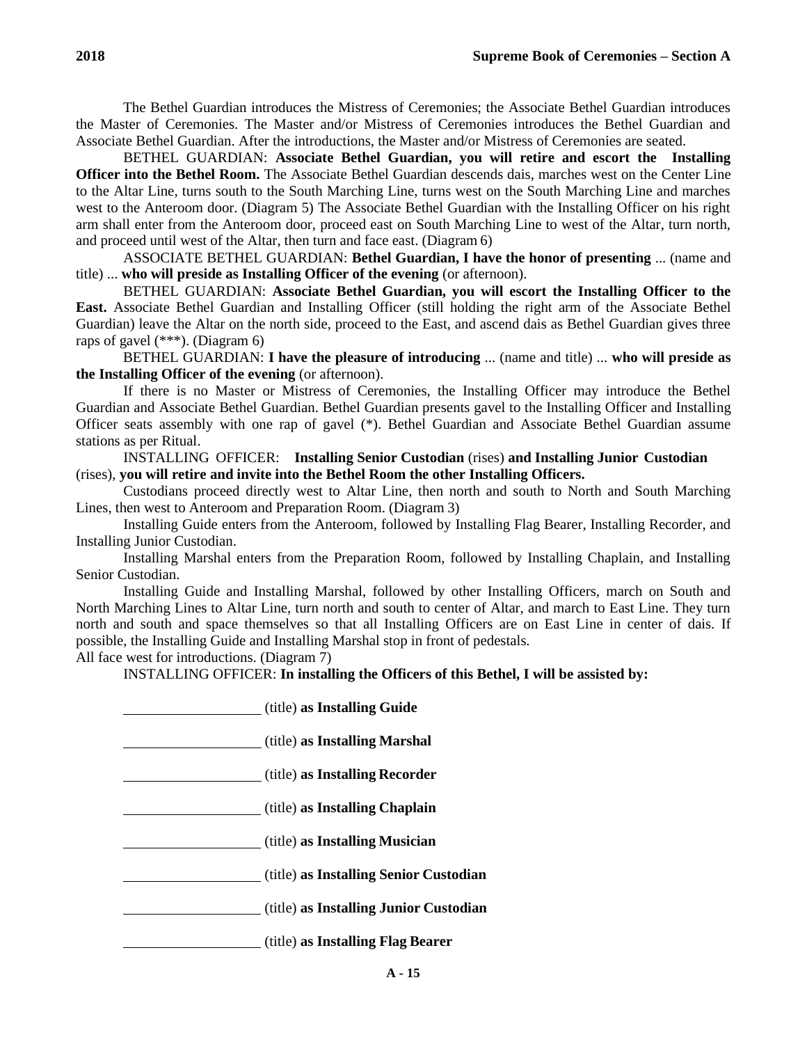The Bethel Guardian introduces the Mistress of Ceremonies; the Associate Bethel Guardian introduces the Master of Ceremonies. The Master and/or Mistress of Ceremonies introduces the Bethel Guardian and Associate Bethel Guardian. After the introductions, the Master and/or Mistress of Ceremonies are seated.

BETHEL GUARDIAN: **Associate Bethel Guardian, you will retire and escort the Installing Officer into the Bethel Room.** The Associate Bethel Guardian descends dais, marches west on the Center Line to the Altar Line, turns south to the South Marching Line, turns west on the South Marching Line and marches west to the Anteroom door. (Diagram 5) The Associate Bethel Guardian with the Installing Officer on his right arm shall enter from the Anteroom door, proceed east on South Marching Line to west of the Altar, turn north, and proceed until west of the Altar, then turn and face east. (Diagram 6)

ASSOCIATE BETHEL GUARDIAN: **Bethel Guardian, I have the honor of presenting** ... (name and title) ... **who will preside as Installing Officer of the evening** (or afternoon).

BETHEL GUARDIAN: **Associate Bethel Guardian, you will escort the Installing Officer to the East.** Associate Bethel Guardian and Installing Officer (still holding the right arm of the Associate Bethel Guardian) leave the Altar on the north side, proceed to the East, and ascend dais as Bethel Guardian gives three raps of gavel (***). (Diagram 6)

BETHEL GUARDIAN: **I have the pleasure of introducing** ... (name and title) ... **who will preside as the Installing Officer of the evening** (or afternoon).

If there is no Master or Mistress of Ceremonies, the Installing Officer may introduce the Bethel Guardian and Associate Bethel Guardian. Bethel Guardian presents gavel to the Installing Officer and Installing Officer seats assembly with one rap of gavel (*). Bethel Guardian and Associate Bethel Guardian assume stations as per Ritual.

INSTALLING OFFICER: **Installing Senior Custodian** (rises) **and Installing Junior Custodian** (rises), **you will retire and invite into the Bethel Room the other Installing Officers.**

Custodians proceed directly west to Altar Line, then north and south to North and South Marching Lines, then west to Anteroom and Preparation Room. (Diagram 3)

Installing Guide enters from the Anteroom, followed by Installing Flag Bearer, Installing Recorder, and Installing Junior Custodian.

Installing Marshal enters from the Preparation Room, followed by Installing Chaplain, and Installing Senior Custodian.

Installing Guide and Installing Marshal, followed by other Installing Officers, march on South and North Marching Lines to Altar Line, turn north and south to center of Altar, and march to East Line. They turn north and south and space themselves so that all Installing Officers are on East Line in center of dais. If possible, the Installing Guide and Installing Marshal stop in front of pedestals.

All face west for introductions. (Diagram 7)

INSTALLING OFFICER: **In installing the Officers of this Bethel, I will be assisted by:**

\_\_\_\_\_\_\_\_\_\_\_\_\_\_\_\_\_\_\_\_ (title) **as Installing Guide**

\_\_\_\_\_\_\_\_\_\_\_\_\_\_\_\_\_\_\_\_ (title) **as Installing Marshal**

\_\_\_\_\_\_\_\_\_\_\_\_\_\_\_\_\_\_\_\_ (title) **as Installing Recorder**

\_\_\_\_\_\_\_\_\_\_\_\_\_\_\_\_\_\_\_\_ (title) **as Installing Chaplain**

\_\_\_\_\_\_\_\_\_\_\_\_\_\_\_\_\_\_\_\_ (title) **as Installing Musician**

\_\_\_\_\_\_\_\_\_\_\_\_\_\_\_\_\_\_\_\_ (title) **as Installing Senior Custodian**

\_\_\_\_\_\_\_\_\_\_\_\_\_\_\_\_\_\_\_\_ (title) **as Installing Junior Custodian**

\_\_\_\_\_\_\_\_\_\_\_\_\_\_\_\_\_\_\_\_ (title) **as Installing Flag Bearer**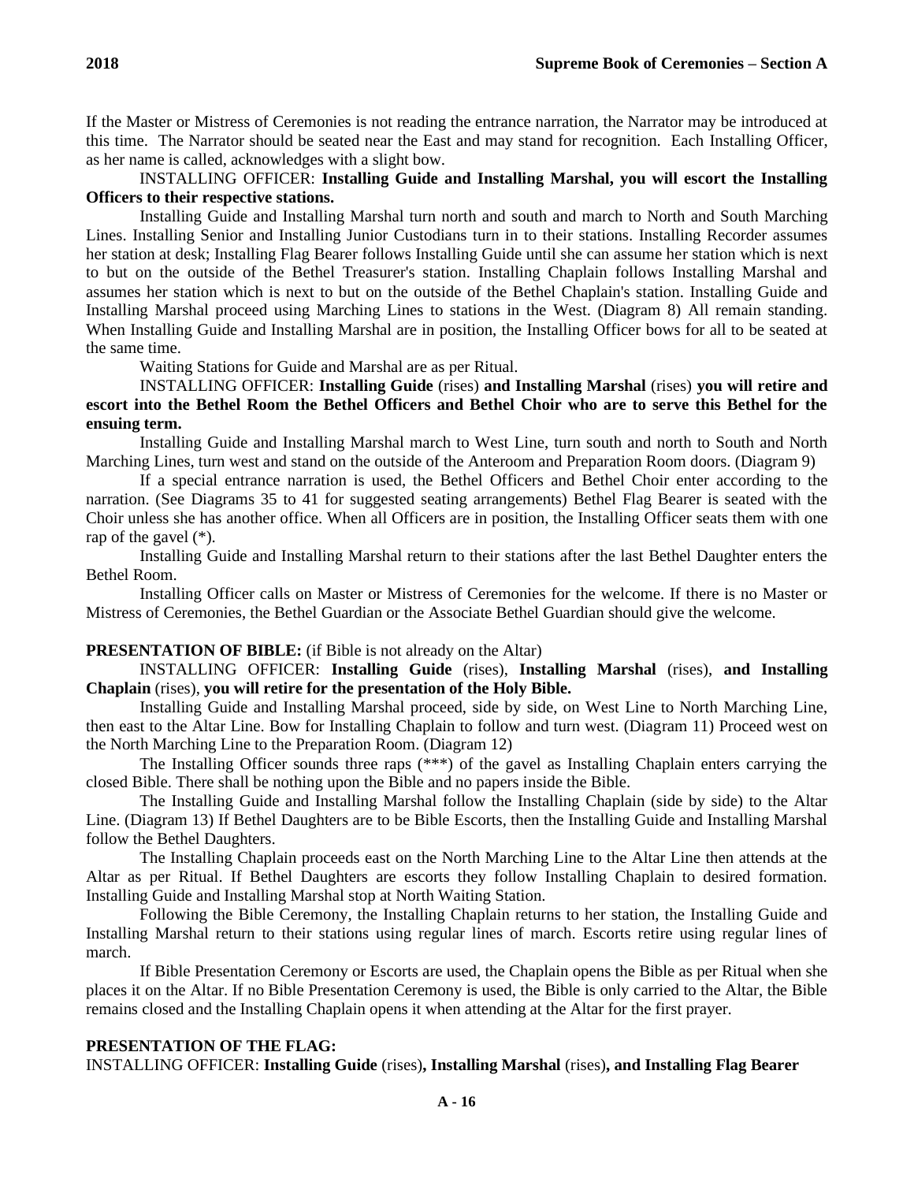If the Master or Mistress of Ceremonies is not reading the entrance narration, the Narrator may be introduced at this time. The Narrator should be seated near the East and may stand for recognition. Each Installing Officer, as her name is called, acknowledges with a slight bow.

INSTALLING OFFICER: **Installing Guide and Installing Marshal, you will escort the Installing Officers to their respective stations.**

Installing Guide and Installing Marshal turn north and south and march to North and South Marching Lines. Installing Senior and Installing Junior Custodians turn in to their stations. Installing Recorder assumes her station at desk; Installing Flag Bearer follows Installing Guide until she can assume her station which is next to but on the outside of the Bethel Treasurer's station. Installing Chaplain follows Installing Marshal and assumes her station which is next to but on the outside of the Bethel Chaplain's station. Installing Guide and Installing Marshal proceed using Marching Lines to stations in the West. (Diagram 8) All remain standing. When Installing Guide and Installing Marshal are in position, the Installing Officer bows for all to be seated at the same time.

Waiting Stations for Guide and Marshal are as per Ritual.

INSTALLING OFFICER: **Installing Guide** (rises) **and Installing Marshal** (rises) **you will retire and escort into the Bethel Room the Bethel Officers and Bethel Choir who are to serve this Bethel for the ensuing term.**

Installing Guide and Installing Marshal march to West Line, turn south and north to South and North Marching Lines, turn west and stand on the outside of the Anteroom and Preparation Room doors. (Diagram 9)

If a special entrance narration is used, the Bethel Officers and Bethel Choir enter according to the narration. (See Diagrams 35 to 41 for suggested seating arrangements) Bethel Flag Bearer is seated with the Choir unless she has another office. When all Officers are in position, the Installing Officer seats them with one rap of the gavel (*).

Installing Guide and Installing Marshal return to their stations after the last Bethel Daughter enters the Bethel Room.

Installing Officer calls on Master or Mistress of Ceremonies for the welcome. If there is no Master or Mistress of Ceremonies, the Bethel Guardian or the Associate Bethel Guardian should give the welcome.

**PRESENTATION OF BIBLE:** (if Bible is not already on the Altar)

INSTALLING OFFICER: **Installing Guide** (rises), **Installing Marshal** (rises), **and Installing Chaplain** (rises), **you will retire for the presentation of the Holy Bible.**

Installing Guide and Installing Marshal proceed, side by side, on West Line to North Marching Line, then east to the Altar Line. Bow for Installing Chaplain to follow and turn west. (Diagram 11) Proceed west on the North Marching Line to the Preparation Room. (Diagram 12)

The Installing Officer sounds three raps (***) of the gavel as Installing Chaplain enters carrying the closed Bible. There shall be nothing upon the Bible and no papers inside the Bible.

The Installing Guide and Installing Marshal follow the Installing Chaplain (side by side) to the Altar Line. (Diagram 13) If Bethel Daughters are to be Bible Escorts, then the Installing Guide and Installing Marshal follow the Bethel Daughters.

The Installing Chaplain proceeds east on the North Marching Line to the Altar Line then attends at the Altar as per Ritual. If Bethel Daughters are escorts they follow Installing Chaplain to desired formation. Installing Guide and Installing Marshal stop at North Waiting Station.

Following the Bible Ceremony, the Installing Chaplain returns to her station, the Installing Guide and Installing Marshal return to their stations using regular lines of march. Escorts retire using regular lines of march.

If Bible Presentation Ceremony or Escorts are used, the Chaplain opens the Bible as per Ritual when she places it on the Altar. If no Bible Presentation Ceremony is used, the Bible is only carried to the Altar, the Bible remains closed and the Installing Chaplain opens it when attending at the Altar for the first prayer.

**PRESENTATION OF THE FLAG:**

INSTALLING OFFICER: **Installing Guide** (rises)**, Installing Marshal** (rises)**, and Installing Flag Bearer**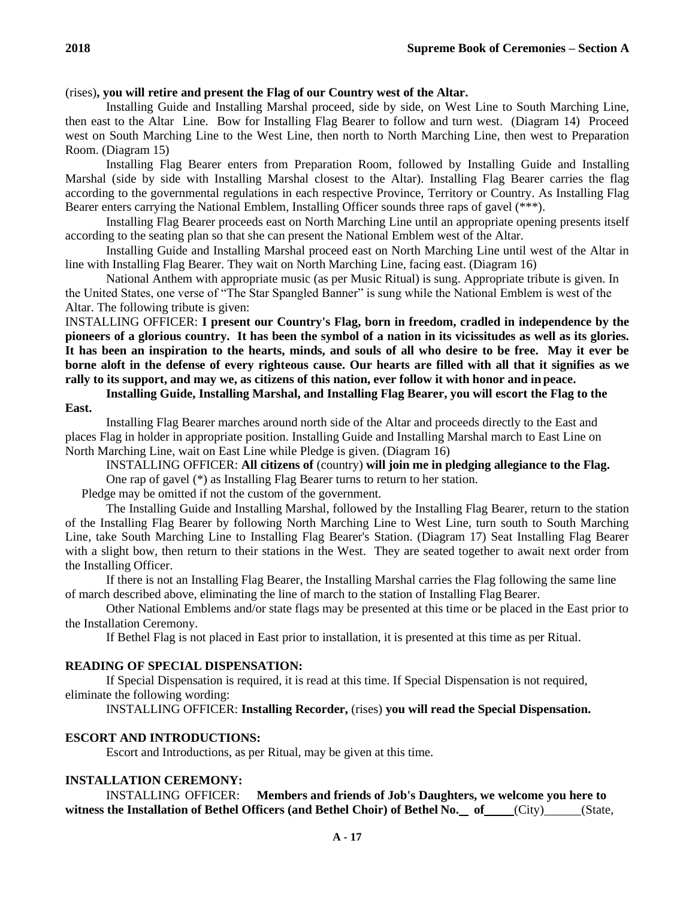(rises)**, you will retire and present the Flag of our Country west of the Altar.**

Installing Guide and Installing Marshal proceed, side by side, on West Line to South Marching Line, then east to the Altar Line. Bow for Installing Flag Bearer to follow and turn west. (Diagram 14) Proceed west on South Marching Line to the West Line, then north to North Marching Line, then west to Preparation Room. (Diagram 15)

Installing Flag Bearer enters from Preparation Room, followed by Installing Guide and Installing Marshal (side by side with Installing Marshal closest to the Altar). Installing Flag Bearer carries the flag according to the governmental regulations in each respective Province, Territory or Country. As Installing Flag Bearer enters carrying the National Emblem, Installing Officer sounds three raps of gavel (***).

Installing Flag Bearer proceeds east on North Marching Line until an appropriate opening presents itself according to the seating plan so that she can present the National Emblem west of the Altar.

Installing Guide and Installing Marshal proceed east on North Marching Line until west of the Altar in line with Installing Flag Bearer. They wait on North Marching Line, facing east. (Diagram 16)

National Anthem with appropriate music (as per Music Ritual) is sung. Appropriate tribute is given. In the United States, one verse of "The Star Spangled Banner" is sung while the National Emblem is west of the Altar. The following tribute is given:

INSTALLING OFFICER: **I present our Country's Flag, born in freedom, cradled in independence by the pioneers of a glorious country. It has been the symbol of a nation in its vicissitudes as well as its glories. It has been an inspiration to the hearts, minds, and souls of all who desire to be free. May it ever be borne aloft in the defense of every righteous cause. Our hearts are filled with all that it signifies as we rally to its support, and may we, as citizens of this nation, ever follow it with honor and in peace.**

**Installing Guide, Installing Marshal, and Installing Flag Bearer, you will escort the Flag to the East.**

Installing Flag Bearer marches around north side of the Altar and proceeds directly to the East and places Flag in holder in appropriate position. Installing Guide and Installing Marshal march to East Line on North Marching Line, wait on East Line while Pledge is given. (Diagram 16)

INSTALLING OFFICER: **All citizens of** (country) **will join me in pledging allegiance to the Flag.**

One rap of gavel (*) as Installing Flag Bearer turns to return to her station.

Pledge may be omitted if not the custom of the government.

The Installing Guide and Installing Marshal, followed by the Installing Flag Bearer, return to the station of the Installing Flag Bearer by following North Marching Line to West Line, turn south to South Marching Line, take South Marching Line to Installing Flag Bearer's Station. (Diagram 17) Seat Installing Flag Bearer with a slight bow, then return to their stations in the West. They are seated together to await next order from the Installing Officer.

If there is not an Installing Flag Bearer, the Installing Marshal carries the Flag following the same line of march described above, eliminating the line of march to the station of Installing Flag Bearer.

Other National Emblems and/or state flags may be presented at this time or be placed in the East prior to the Installation Ceremony.

If Bethel Flag is not placed in East prior to installation, it is presented at this time as per Ritual.

**READING OF SPECIAL DISPENSATION:**

If Special Dispensation is required, it is read at this time. If Special Dispensation is not required, eliminate the following wording:

INSTALLING OFFICER: **Installing Recorder,** (rises) **you will read the Special Dispensation.**

**ESCORT AND INTRODUCTIONS:**

Escort and Introductions, as per Ritual, may be given at this time.

**INSTALLATION CEREMONY:**

INSTALLING OFFICER: **Members and friends of Job's Daughters, we welcome you here to witness the Installation of Bethel Officers (and Bethel Choir) of Bethel No.\_\_ of\_\_\_\_\_** (City)\_\_\_\_\_\_(State,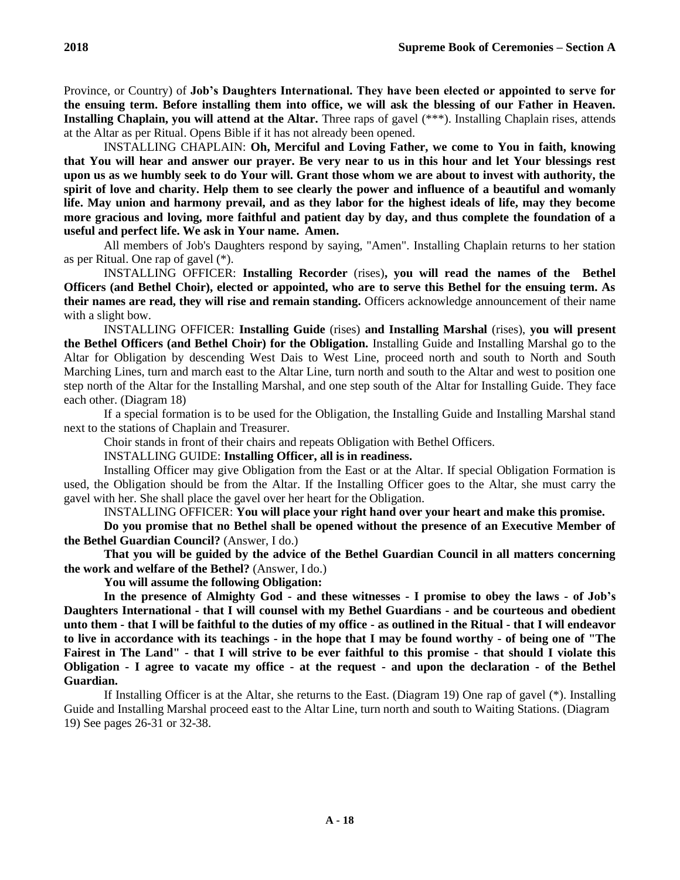Province, or Country) of **Job's Daughters International. They have been elected or appointed to serve for the ensuing term. Before installing them into office, we will ask the blessing of our Father in Heaven. Installing Chaplain, you will attend at the Altar.** Three raps of gavel (***). Installing Chaplain rises, attends at the Altar as per Ritual. Opens Bible if it has not already been opened.

INSTALLING CHAPLAIN: **Oh, Merciful and Loving Father, we come to You in faith, knowing that You will hear and answer our prayer. Be very near to us in this hour and let Your blessings rest upon us as we humbly seek to do Your will. Grant those whom we are about to invest with authority, the spirit of love and charity. Help them to see clearly the power and influence of a beautiful and womanly life. May union and harmony prevail, and as they labor for the highest ideals of life, may they become more gracious and loving, more faithful and patient day by day, and thus complete the foundation of a useful and perfect life. We ask in Your name. Amen.**

All members of Job's Daughters respond by saying, "Amen". Installing Chaplain returns to her station as per Ritual. One rap of gavel (*).

INSTALLING OFFICER: **Installing Recorder** (rises)**, you will read the names of the Bethel Officers (and Bethel Choir), elected or appointed, who are to serve this Bethel for the ensuing term. As their names are read, they will rise and remain standing.** Officers acknowledge announcement of their name with a slight bow.

INSTALLING OFFICER: **Installing Guide** (rises) **and Installing Marshal** (rises), **you will present the Bethel Officers (and Bethel Choir) for the Obligation.** Installing Guide and Installing Marshal go to the Altar for Obligation by descending West Dais to West Line, proceed north and south to North and South Marching Lines, turn and march east to the Altar Line, turn north and south to the Altar and west to position one step north of the Altar for the Installing Marshal, and one step south of the Altar for Installing Guide. They face each other. (Diagram 18)

If a special formation is to be used for the Obligation, the Installing Guide and Installing Marshal stand next to the stations of Chaplain and Treasurer.

Choir stands in front of their chairs and repeats Obligation with Bethel Officers.

INSTALLING GUIDE: **Installing Officer, all is in readiness.**

Installing Officer may give Obligation from the East or at the Altar. If special Obligation Formation is used, the Obligation should be from the Altar. If the Installing Officer goes to the Altar, she must carry the gavel with her. She shall place the gavel over her heart for the Obligation.

INSTALLING OFFICER: **You will place your right hand over your heart and make this promise.**

**Do you promise that no Bethel shall be opened without the presence of an Executive Member of the Bethel Guardian Council?** (Answer, I do.)

**That you will be guided by the advice of the Bethel Guardian Council in all matters concerning the work and welfare of the Bethel?** (Answer, I do.)

**You will assume the following Obligation:**

**In the presence of Almighty God - and these witnesses - I promise to obey the laws - of Job's Daughters International - that I will counsel with my Bethel Guardians - and be courteous and obedient unto them - that I will be faithful to the duties of my office - as outlined in the Ritual - that I will endeavor to live in accordance with its teachings - in the hope that I may be found worthy - of being one of "The Fairest in The Land" - that I will strive to be ever faithful to this promise - that should I violate this Obligation - I agree to vacate my office - at the request - and upon the declaration - of the Bethel Guardian.**

If Installing Officer is at the Altar, she returns to the East. (Diagram 19) One rap of gavel (*). Installing Guide and Installing Marshal proceed east to the Altar Line, turn north and south to Waiting Stations. (Diagram 19) See pages 26-31 or 32-38.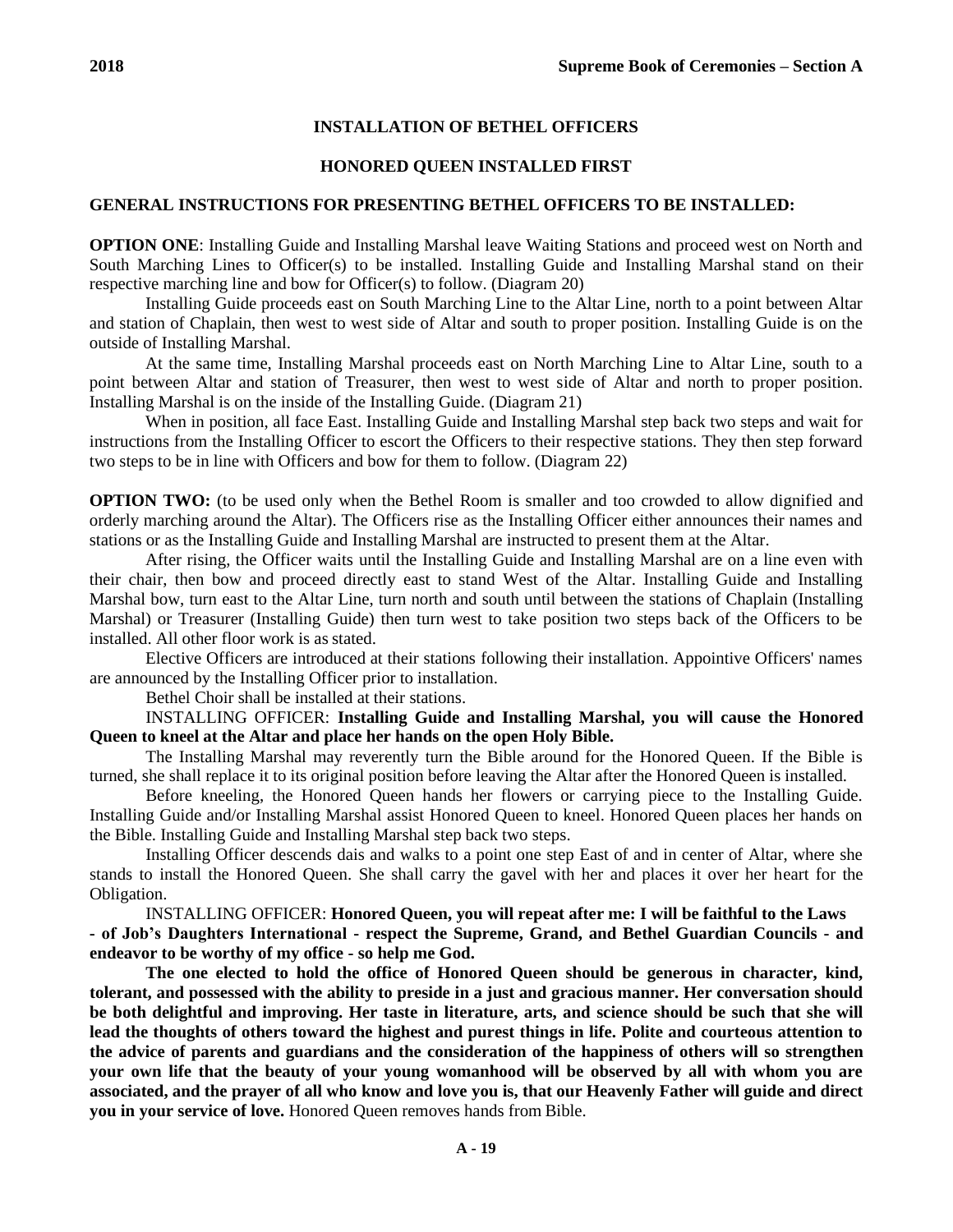### INSTALLATION OF BETHEL OFFICERS

### HONORED QUEEN INSTALLED FIRST

**GENERAL INSTRUCTIONS FOR PRESENTING BETHEL OFFICERS TO BE INSTALLED:**

**OPTION ONE**: Installing Guide and Installing Marshal leave Waiting Stations and proceed west on North and South Marching Lines to Officer(s) to be installed. Installing Guide and Installing Marshal stand on their respective marching line and bow for Officer(s) to follow. (Diagram 20)

Installing Guide proceeds east on South Marching Line to the Altar Line, north to a point between Altar and station of Chaplain, then west to west side of Altar and south to proper position. Installing Guide is on the outside of Installing Marshal.

At the same time, Installing Marshal proceeds east on North Marching Line to Altar Line, south to a point between Altar and station of Treasurer, then west to west side of Altar and north to proper position. Installing Marshal is on the inside of the Installing Guide. (Diagram 21)

When in position, all face East. Installing Guide and Installing Marshal step back two steps and wait for instructions from the Installing Officer to escort the Officers to their respective stations. They then step forward two steps to be in line with Officers and bow for them to follow. (Diagram 22)

**OPTION TWO:** (to be used only when the Bethel Room is smaller and too crowded to allow dignified and orderly marching around the Altar). The Officers rise as the Installing Officer either announces their names and stations or as the Installing Guide and Installing Marshal are instructed to present them at the Altar.

After rising, the Officer waits until the Installing Guide and Installing Marshal are on a line even with their chair, then bow and proceed directly east to stand West of the Altar. Installing Guide and Installing Marshal bow, turn east to the Altar Line, turn north and south until between the stations of Chaplain (Installing Marshal) or Treasurer (Installing Guide) then turn west to take position two steps back of the Officers to be installed. All other floor work is as stated.

Elective Officers are introduced at their stations following their installation. Appointive Officers' names are announced by the Installing Officer prior to installation.

Bethel Choir shall be installed at their stations.

INSTALLING OFFICER: **Installing Guide and Installing Marshal, you will cause the Honored Queen to kneel at the Altar and place her hands on the open Holy Bible.**

The Installing Marshal may reverently turn the Bible around for the Honored Queen. If the Bible is turned, she shall replace it to its original position before leaving the Altar after the Honored Queen is installed.

Before kneeling, the Honored Queen hands her flowers or carrying piece to the Installing Guide. Installing Guide and/or Installing Marshal assist Honored Queen to kneel. Honored Queen places her hands on the Bible. Installing Guide and Installing Marshal step back two steps.

Installing Officer descends dais and walks to a point one step East of and in center of Altar, where she stands to install the Honored Queen. She shall carry the gavel with her and places it over her heart for the Obligation.

INSTALLING OFFICER: **Honored Queen, you will repeat after me: I will be faithful to the Laws - of Job's Daughters International - respect the Supreme, Grand, and Bethel Guardian Councils - and endeavor to be worthy of my office - so help me God.**

**The one elected to hold the office of Honored Queen should be generous in character, kind, tolerant, and possessed with the ability to preside in a just and gracious manner. Her conversation should be both delightful and improving. Her taste in literature, arts, and science should be such that she will lead the thoughts of others toward the highest and purest things in life. Polite and courteous attention to the advice of parents and guardians and the consideration of the happiness of others will so strengthen your own life that the beauty of your young womanhood will be observed by all with whom you are associated, and the prayer of all who know and love you is, that our Heavenly Father will guide and direct you in your service of love.** Honored Queen removes hands from Bible.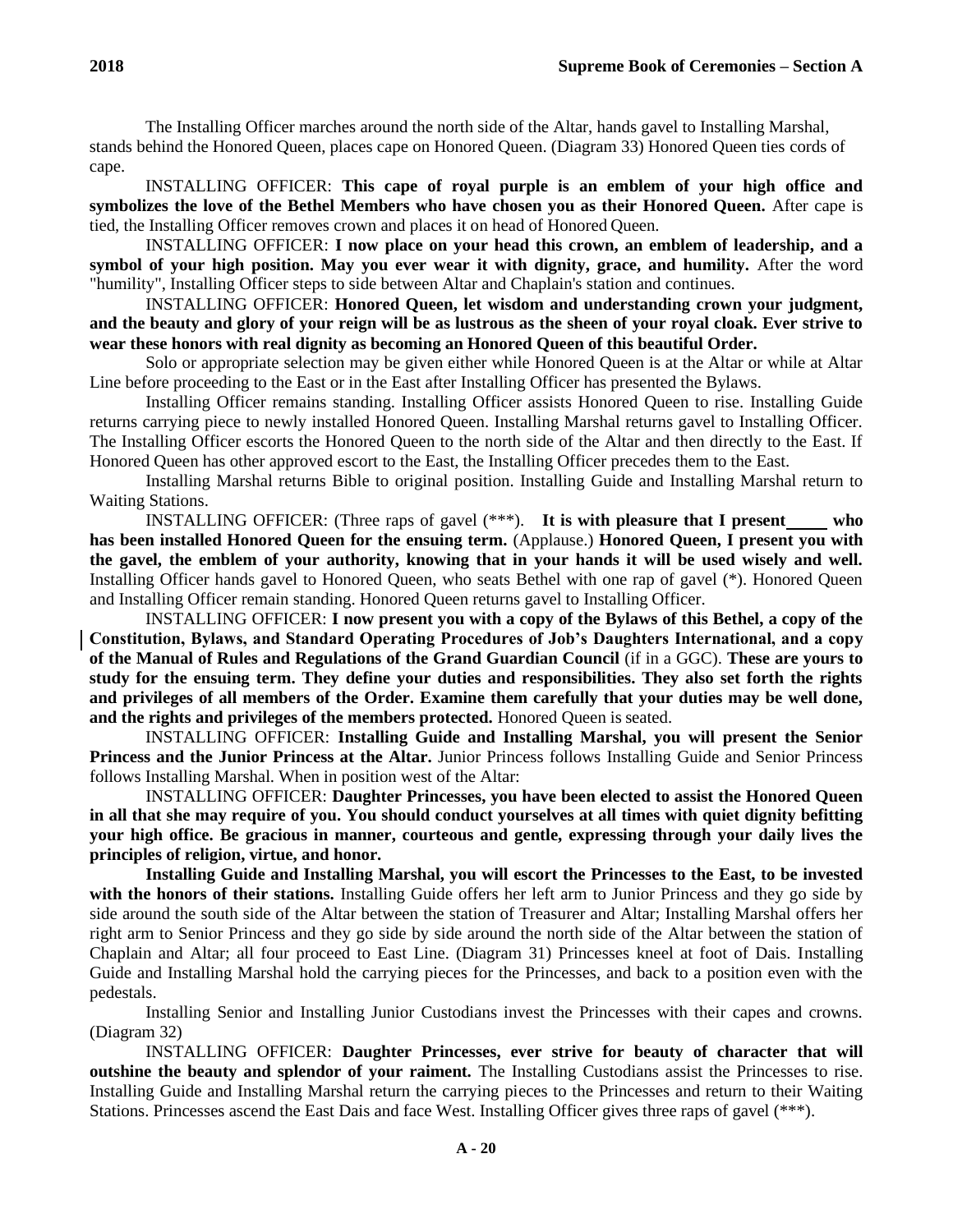The Installing Officer marches around the north side of the Altar, hands gavel to Installing Marshal, stands behind the Honored Queen, places cape on Honored Queen. (Diagram 33) Honored Queen ties cords of cape.

INSTALLING OFFICER: **This cape of royal purple is an emblem of your high office and symbolizes the love of the Bethel Members who have chosen you as their Honored Queen.** After cape is tied, the Installing Officer removes crown and places it on head of Honored Queen.

INSTALLING OFFICER: **I now place on your head this crown, an emblem of leadership, and a symbol of your high position. May you ever wear it with dignity, grace, and humility.** After the word "humility", Installing Officer steps to side between Altar and Chaplain's station and continues.

INSTALLING OFFICER: **Honored Queen, let wisdom and understanding crown your judgment, and the beauty and glory of your reign will be as lustrous as the sheen of your royal cloak. Ever strive to wear these honors with real dignity as becoming an Honored Queen of this beautiful Order.**

Solo or appropriate selection may be given either while Honored Queen is at the Altar or while at Altar Line before proceeding to the East or in the East after Installing Officer has presented the Bylaws.

Installing Officer remains standing. Installing Officer assists Honored Queen to rise. Installing Guide returns carrying piece to newly installed Honored Queen. Installing Marshal returns gavel to Installing Officer. The Installing Officer escorts the Honored Queen to the north side of the Altar and then directly to the East. If Honored Queen has other approved escort to the East, the Installing Officer precedes them to the East.

Installing Marshal returns Bible to original position. Installing Guide and Installing Marshal return to Waiting Stations.

INSTALLING OFFICER: (Three raps of gavel (***). **It is with pleasure that I present \_\_\_\_ who has been installed Honored Queen for the ensuing term.** (Applause.) **Honored Queen, I present you with the gavel, the emblem of your authority, knowing that in your hands it will be used wisely and well.** Installing Officer hands gavel to Honored Queen, who seats Bethel with one rap of gavel (*). Honored Queen and Installing Officer remain standing. Honored Queen returns gavel to Installing Officer.

INSTALLING OFFICER: **I now present you with a copy of the Bylaws of this Bethel, a copy of the Constitution, Bylaws, and Standard Operating Procedures of Job's Daughters International, and a copy of the Manual of Rules and Regulations of the Grand Guardian Council** (if in a GGC). **These are yours to study for the ensuing term. They define your duties and responsibilities. They also set forth the rights and privileges of all members of the Order. Examine them carefully that your duties may be well done, and the rights and privileges of the members protected.** Honored Queen is seated.

INSTALLING OFFICER: **Installing Guide and Installing Marshal, you will present the Senior Princess and the Junior Princess at the Altar.** Junior Princess follows Installing Guide and Senior Princess follows Installing Marshal. When in position west of the Altar:

INSTALLING OFFICER: **Daughter Princesses, you have been elected to assist the Honored Queen in all that she may require of you. You should conduct yourselves at all times with quiet dignity befitting your high office. Be gracious in manner, courteous and gentle, expressing through your daily lives the principles of religion, virtue, and honor.**

**Installing Guide and Installing Marshal, you will escort the Princesses to the East, to be invested with the honors of their stations.** Installing Guide offers her left arm to Junior Princess and they go side by side around the south side of the Altar between the station of Treasurer and Altar; Installing Marshal offers her right arm to Senior Princess and they go side by side around the north side of the Altar between the station of Chaplain and Altar; all four proceed to East Line. (Diagram 31) Princesses kneel at foot of Dais. Installing Guide and Installing Marshal hold the carrying pieces for the Princesses, and back to a position even with the pedestals.

Installing Senior and Installing Junior Custodians invest the Princesses with their capes and crowns. (Diagram 32)

INSTALLING OFFICER: **Daughter Princesses, ever strive for beauty of character that will outshine the beauty and splendor of your raiment.** The Installing Custodians assist the Princesses to rise. Installing Guide and Installing Marshal return the carrying pieces to the Princesses and return to their Waiting Stations. Princesses ascend the East Dais and face West. Installing Officer gives three raps of gavel (***).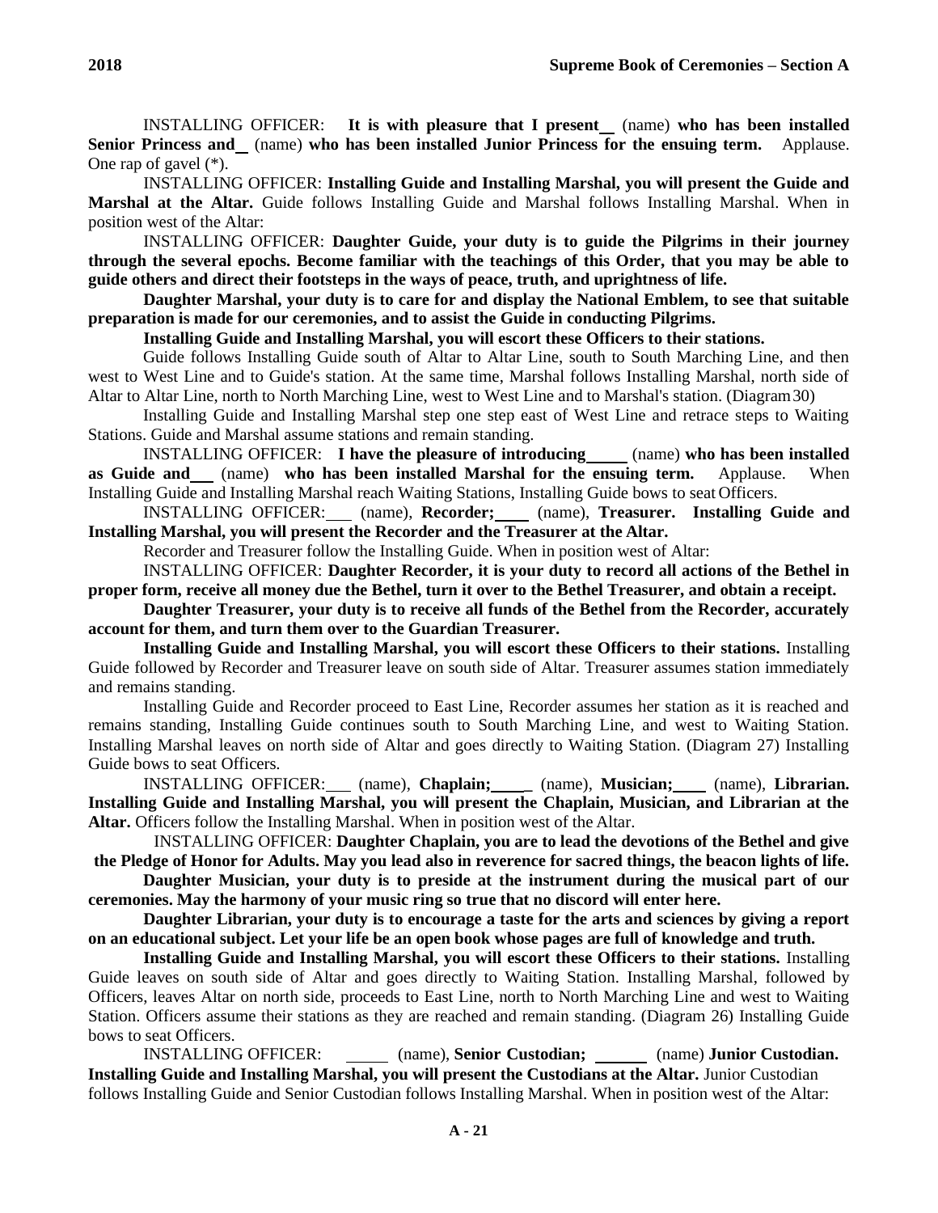INSTALLING OFFICER: **It is with pleasure that I present \_\_ (name) who has been installed Senior Princess and \_\_ (name) who has been installed Junior Princess for the ensuing term.** Applause. One rap of gavel (*).

INSTALLING OFFICER: **Installing Guide and Installing Marshal, you will present the Guide and Marshal at the Altar.** Guide follows Installing Guide and Marshal follows Installing Marshal. When in position west of the Altar:

INSTALLING OFFICER: **Daughter Guide, your duty is to guide the Pilgrims in their journey through the several epochs. Become familiar with the teachings of this Order, that you may be able to guide others and direct their footsteps in the ways of peace, truth, and uprightness of life.**

**Daughter Marshal, your duty is to care for and display the National Emblem, to see that suitable preparation is made for our ceremonies, and to assist the Guide in conducting Pilgrims.**

**Installing Guide and Installing Marshal, you will escort these Officers to their stations.**

Guide follows Installing Guide south of Altar to Altar Line, south to South Marching Line, and then west to West Line and to Guide's station. At the same time, Marshal follows Installing Marshal, north side of Altar to Altar Line, north to North Marching Line, west to West Line and to Marshal's station. (Diagram 30)

Installing Guide and Installing Marshal step one step east of West Line and retrace steps to Waiting Stations. Guide and Marshal assume stations and remain standing.

INSTALLING OFFICER: **I have the pleasure of introducing \_\_\_\_\_ (name) who has been installed as Guide and \_\_\_ (name) who has been installed Marshal for the ensuing term.** Applause. When Installing Guide and Installing Marshal reach Waiting Stations, Installing Guide bows to seat Officers.

INSTALLING OFFICER: \_\_\_ (name), **Recorder;** \_\_\_\_ (name), **Treasurer. Installing Guide and Installing Marshal, you will present the Recorder and the Treasurer at the Altar.**

Recorder and Treasurer follow the Installing Guide. When in position west of Altar:

INSTALLING OFFICER: **Daughter Recorder, it is your duty to record all actions of the Bethel in proper form, receive all money due the Bethel, turn it over to the Bethel Treasurer, and obtain a receipt.**

**Daughter Treasurer, your duty is to receive all funds of the Bethel from the Recorder, accurately account for them, and turn them over to the Guardian Treasurer.**

**Installing Guide and Installing Marshal, you will escort these Officers to their stations.** Installing Guide followed by Recorder and Treasurer leave on south side of Altar. Treasurer assumes station immediately and remains standing.

Installing Guide and Recorder proceed to East Line, Recorder assumes her station as it is reached and remains standing, Installing Guide continues south to South Marching Line, and west to Waiting Station. Installing Marshal leaves on north side of Altar and goes directly to Waiting Station. (Diagram 27) Installing Guide bows to seat Officers.

INSTALLING OFFICER: \_\_\_ (name), **Chaplain;** \_\_\_\_\_ (name), **Musician;** \_\_\_\_ (name), **Librarian. Installing Guide and Installing Marshal, you will present the Chaplain, Musician, and Librarian at the Altar.** Officers follow the Installing Marshal. When in position west of the Altar.

INSTALLING OFFICER: **Daughter Chaplain, you are to lead the devotions of the Bethel and give the Pledge of Honor for Adults. May you lead also in reverence for sacred things, the beacon lights of life.**

**Daughter Musician, your duty is to preside at the instrument during the musical part of our ceremonies. May the harmony of your music ring so true that no discord will enter here.**

**Daughter Librarian, your duty is to encourage a taste for the arts and sciences by giving a report on an educational subject. Let your life be an open book whose pages are full of knowledge and truth.**

**Installing Guide and Installing Marshal, you will escort these Officers to their stations.** Installing Guide leaves on south side of Altar and goes directly to Waiting Station. Installing Marshal, followed by Officers, leaves Altar on north side, proceeds to East Line, north to North Marching Line and west to Waiting Station. Officers assume their stations as they are reached and remain standing. (Diagram 26) Installing Guide bows to seat Officers.

INSTALLING OFFICER: \_\_\_\_\_ (name), **Senior Custodian;** \_\_\_\_\_\_ (name) **Junior Custodian. Installing Guide and Installing Marshal, you will present the Custodians at the Altar.** Junior Custodian follows Installing Guide and Senior Custodian follows Installing Marshal. When in position west of the Altar: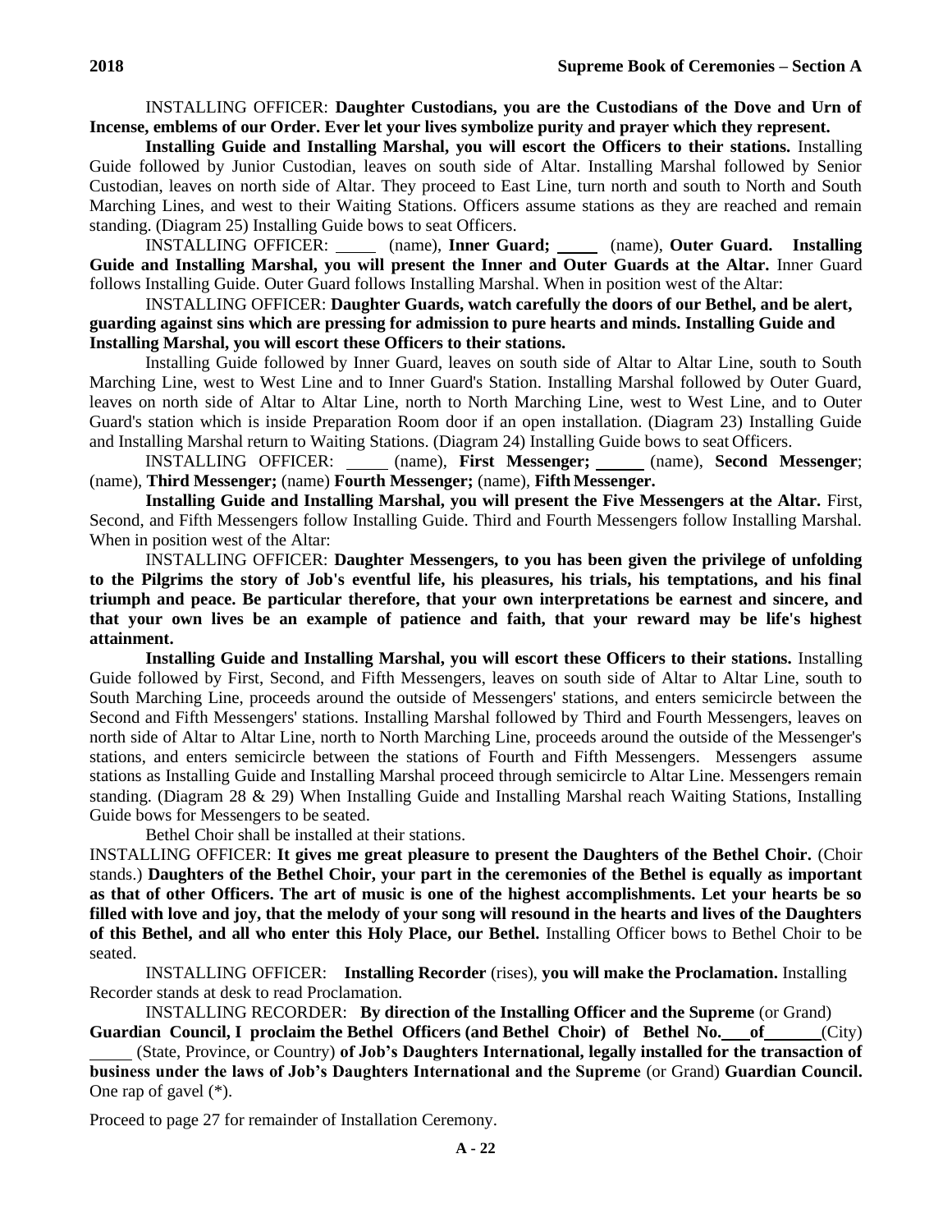INSTALLING OFFICER: **Daughter Custodians, you are the Custodians of the Dove and Urn of Incense, emblems of our Order. Ever let your lives symbolize purity and prayer which they represent.**

**Installing Guide and Installing Marshal, you will escort the Officers to their stations.** Installing Guide followed by Junior Custodian, leaves on south side of Altar. Installing Marshal followed by Senior Custodian, leaves on north side of Altar. They proceed to East Line, turn north and south to North and South Marching Lines, and west to their Waiting Stations. Officers assume stations as they are reached and remain standing. (Diagram 25) Installing Guide bows to seat Officers.

INSTALLING OFFICER: _____ (name), **Inner Guard;** _____ (name), **Outer Guard. Installing Guide and Installing Marshal, you will present the Inner and Outer Guards at the Altar.** Inner Guard follows Installing Guide. Outer Guard follows Installing Marshal. When in position west of the Altar:

INSTALLING OFFICER: **Daughter Guards, watch carefully the doors of our Bethel, and be alert, guarding against sins which are pressing for admission to pure hearts and minds. Installing Guide and Installing Marshal, you will escort these Officers to their stations.**

Installing Guide followed by Inner Guard, leaves on south side of Altar to Altar Line, south to South Marching Line, west to West Line and to Inner Guard's Station. Installing Marshal followed by Outer Guard, leaves on north side of Altar to Altar Line, north to North Marching Line, west to West Line, and to Outer Guard's station which is inside Preparation Room door if an open installation. (Diagram 23) Installing Guide and Installing Marshal return to Waiting Stations. (Diagram 24) Installing Guide bows to seat Officers.

INSTALLING OFFICER: _____ (name), **First Messenger;** _____ (name), **Second Messenger**; (name), **Third Messenger;** (name) **Fourth Messenger;** (name), **Fifth Messenger.**

**Installing Guide and Installing Marshal, you will present the Five Messengers at the Altar.** First, Second, and Fifth Messengers follow Installing Guide. Third and Fourth Messengers follow Installing Marshal. When in position west of the Altar:

INSTALLING OFFICER: **Daughter Messengers, to you has been given the privilege of unfolding to the Pilgrims the story of Job's eventful life, his pleasures, his trials, his temptations, and his final triumph and peace. Be particular therefore, that your own interpretations be earnest and sincere, and that your own lives be an example of patience and faith, that your reward may be life's highest attainment.**

**Installing Guide and Installing Marshal, you will escort these Officers to their stations.** Installing Guide followed by First, Second, and Fifth Messengers, leaves on south side of Altar to Altar Line, south to South Marching Line, proceeds around the outside of Messengers' stations, and enters semicircle between the Second and Fifth Messengers' stations. Installing Marshal followed by Third and Fourth Messengers, leaves on north side of Altar to Altar Line, north to North Marching Line, proceeds around the outside of the Messenger's stations, and enters semicircle between the stations of Fourth and Fifth Messengers. Messengers assume stations as Installing Guide and Installing Marshal proceed through semicircle to Altar Line. Messengers remain standing. (Diagram 28 & 29) When Installing Guide and Installing Marshal reach Waiting Stations, Installing Guide bows for Messengers to be seated.

Bethel Choir shall be installed at their stations.

INSTALLING OFFICER: **It gives me great pleasure to present the Daughters of the Bethel Choir.** (Choir stands.) **Daughters of the Bethel Choir, your part in the ceremonies of the Bethel is equally as important as that of other Officers. The art of music is one of the highest accomplishments. Let your hearts be so filled with love and joy, that the melody of your song will resound in the hearts and lives of the Daughters of this Bethel, and all who enter this Holy Place, our Bethel.** Installing Officer bows to Bethel Choir to be seated.

INSTALLING OFFICER: **Installing Recorder** (rises), **you will make the Proclamation.** Installing Recorder stands at desk to read Proclamation.

INSTALLING RECORDER: **By direction of the Installing Officer and the Supreme** (or Grand) **Guardian Council, I proclaim the Bethel Officers (and Bethel Choir) of Bethel No. ___ of ______** (City) _____ (State, Province, or Country) **of Job's Daughters International, legally installed for the transaction of business under the laws of Job's Daughters International and the Supreme** (or Grand) **Guardian Council.** One rap of gavel (*).

Proceed to page 27 for remainder of Installation Ceremony.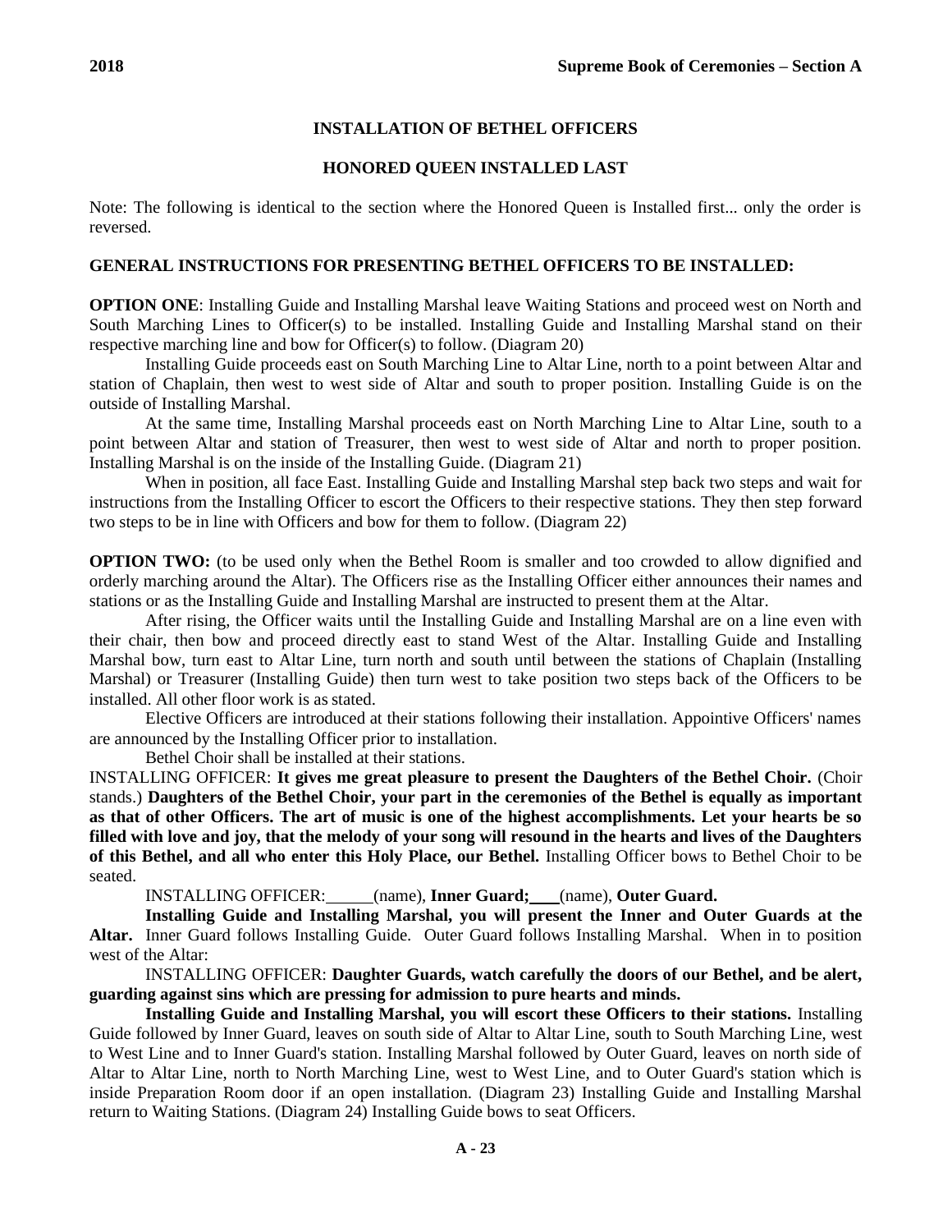## INSTALLATION OF BETHEL OFFICERS

### HONORED QUEEN INSTALLED LAST

Note: The following is identical to the section where the Honored Queen is Installed first... only the order is reversed.

### GENERAL INSTRUCTIONS FOR PRESENTING BETHEL OFFICERS TO BE INSTALLED:

**OPTION ONE**: Installing Guide and Installing Marshal leave Waiting Stations and proceed west on North and South Marching Lines to Officer(s) to be installed. Installing Guide and Installing Marshal stand on their respective marching line and bow for Officer(s) to follow. (Diagram 20)

Installing Guide proceeds east on South Marching Line to Altar Line, north to a point between Altar and station of Chaplain, then west to west side of Altar and south to proper position. Installing Guide is on the outside of Installing Marshal.

At the same time, Installing Marshal proceeds east on North Marching Line to Altar Line, south to a point between Altar and station of Treasurer, then west to west side of Altar and north to proper position. Installing Marshal is on the inside of the Installing Guide. (Diagram 21)

When in position, all face East. Installing Guide and Installing Marshal step back two steps and wait for instructions from the Installing Officer to escort the Officers to their respective stations. They then step forward two steps to be in line with Officers and bow for them to follow. (Diagram 22)

**OPTION TWO:** (to be used only when the Bethel Room is smaller and too crowded to allow dignified and orderly marching around the Altar). The Officers rise as the Installing Officer either announces their names and stations or as the Installing Guide and Installing Marshal are instructed to present them at the Altar.

After rising, the Officer waits until the Installing Guide and Installing Marshal are on a line even with their chair, then bow and proceed directly east to stand West of the Altar. Installing Guide and Installing Marshal bow, turn east to Altar Line, turn north and south until between the stations of Chaplain (Installing Marshal) or Treasurer (Installing Guide) then turn west to take position two steps back of the Officers to be installed. All other floor work is as stated.

Elective Officers are introduced at their stations following their installation. Appointive Officers' names are announced by the Installing Officer prior to installation.

Bethel Choir shall be installed at their stations.

INSTALLING OFFICER: **It gives me great pleasure to present the Daughters of the Bethel Choir.** (Choir stands.) **Daughters of the Bethel Choir, your part in the ceremonies of the Bethel is equally as important as that of other Officers. The art of music is one of the highest accomplishments. Let your hearts be so filled with love and joy, that the melody of your song will resound in the hearts and lives of the Daughters of this Bethel, and all who enter this Holy Place, our Bethel.** Installing Officer bows to Bethel Choir to be seated.

INSTALLING OFFICER: ______(name), **Inner Guard;** ___(name), **Outer Guard.**

**Installing Guide and Installing Marshal, you will present the Inner and Outer Guards at the Altar.** Inner Guard follows Installing Guide. Outer Guard follows Installing Marshal. When in to position west of the Altar:

INSTALLING OFFICER: **Daughter Guards, watch carefully the doors of our Bethel, and be alert, guarding against sins which are pressing for admission to pure hearts and minds.**

**Installing Guide and Installing Marshal, you will escort these Officers to their stations.** Installing Guide followed by Inner Guard, leaves on south side of Altar to Altar Line, south to South Marching Line, west to West Line and to Inner Guard's station. Installing Marshal followed by Outer Guard, leaves on north side of Altar to Altar Line, north to North Marching Line, west to West Line, and to Outer Guard's station which is inside Preparation Room door if an open installation. (Diagram 23) Installing Guide and Installing Marshal return to Waiting Stations. (Diagram 24) Installing Guide bows to seat Officers.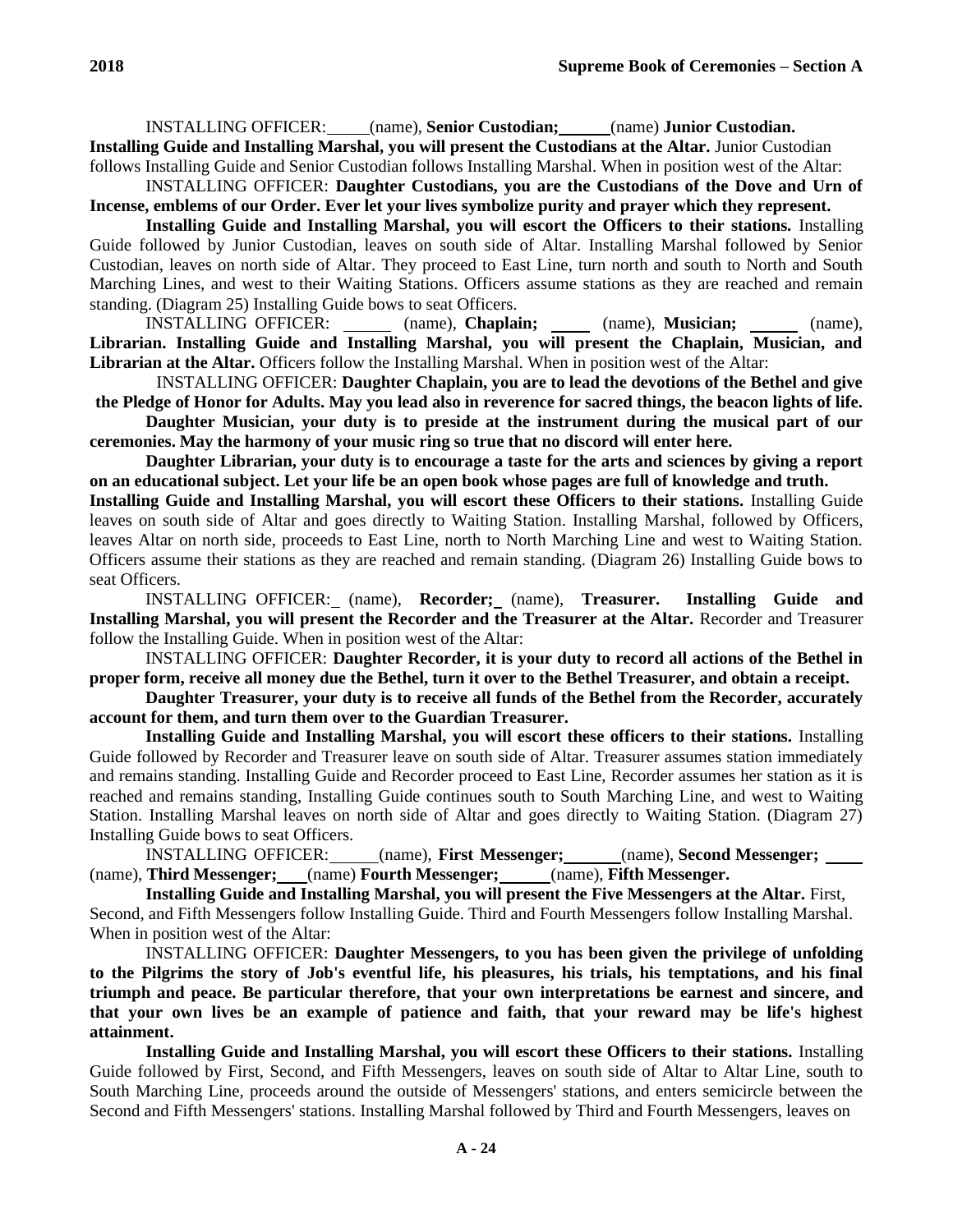INSTALLING OFFICER: _____(name), **Senior Custodian;** ______(name) **Junior Custodian. Installing Guide and Installing Marshal, you will present the Custodians at the Altar.** Junior Custodian follows Installing Guide and Senior Custodian follows Installing Marshal. When in position west of the Altar:

INSTALLING OFFICER: **Daughter Custodians, you are the Custodians of the Dove and Urn of Incense, emblems of our Order. Ever let your lives symbolize purity and prayer which they represent.**

**Installing Guide and Installing Marshal, you will escort the Officers to their stations.** Installing Guide followed by Junior Custodian, leaves on south side of Altar. Installing Marshal followed by Senior Custodian, leaves on north side of Altar. They proceed to East Line, turn north and south to North and South Marching Lines, and west to their Waiting Stations. Officers assume stations as they are reached and remain standing. (Diagram 25) Installing Guide bows to seat Officers.

INSTALLING OFFICER: ______ (name), **Chaplain;** _____ (name), **Musician;** ______ (name), **Librarian. Installing Guide and Installing Marshal, you will present the Chaplain, Musician, and Librarian at the Altar.** Officers follow the Installing Marshal. When in position west of the Altar:

INSTALLING OFFICER: **Daughter Chaplain, you are to lead the devotions of the Bethel and give the Pledge of Honor for Adults. May you lead also in reverence for sacred things, the beacon lights of life.**

**Daughter Musician, your duty is to preside at the instrument during the musical part of our ceremonies. May the harmony of your music ring so true that no discord will enter here.**

**Daughter Librarian, your duty is to encourage a taste for the arts and sciences by giving a report on an educational subject. Let your life be an open book whose pages are full of knowledge and truth.**

**Installing Guide and Installing Marshal, you will escort these Officers to their stations.** Installing Guide leaves on south side of Altar and goes directly to Waiting Station. Installing Marshal, followed by Officers, leaves Altar on north side, proceeds to East Line, north to North Marching Line and west to Waiting Station. Officers assume their stations as they are reached and remain standing. (Diagram 26) Installing Guide bows to seat Officers.

INSTALLING OFFICER: _ (name), **Recorder;** _ (name), **Treasurer. Installing Guide and Installing Marshal, you will present the Recorder and the Treasurer at the Altar.** Recorder and Treasurer follow the Installing Guide. When in position west of the Altar:

INSTALLING OFFICER: **Daughter Recorder, it is your duty to record all actions of the Bethel in proper form, receive all money due the Bethel, turn it over to the Bethel Treasurer, and obtain a receipt.**

**Daughter Treasurer, your duty is to receive all funds of the Bethel from the Recorder, accurately account for them, and turn them over to the Guardian Treasurer.**

**Installing Guide and Installing Marshal, you will escort these officers to their stations.** Installing Guide followed by Recorder and Treasurer leave on south side of Altar. Treasurer assumes station immediately and remains standing. Installing Guide and Recorder proceed to East Line, Recorder assumes her station as it is reached and remains standing, Installing Guide continues south to South Marching Line, and west to Waiting Station. Installing Marshal leaves on north side of Altar and goes directly to Waiting Station. (Diagram 27) Installing Guide bows to seat Officers.

INSTALLING OFFICER: ______(name), **First Messenger;** _______(name), **Second Messenger;** _____ (name), **Third Messenger;** ___(name) **Fourth Messenger;** ______(name), **Fifth Messenger.**

**Installing Guide and Installing Marshal, you will present the Five Messengers at the Altar.** First, Second, and Fifth Messengers follow Installing Guide. Third and Fourth Messengers follow Installing Marshal. When in position west of the Altar:

INSTALLING OFFICER: **Daughter Messengers, to you has been given the privilege of unfolding to the Pilgrims the story of Job's eventful life, his pleasures, his trials, his temptations, and his final triumph and peace. Be particular therefore, that your own interpretations be earnest and sincere, and that your own lives be an example of patience and faith, that your reward may be life's highest attainment.**

**Installing Guide and Installing Marshal, you will escort these Officers to their stations.** Installing Guide followed by First, Second, and Fifth Messengers, leaves on south side of Altar to Altar Line, south to South Marching Line, proceeds around the outside of Messengers' stations, and enters semicircle between the Second and Fifth Messengers' stations. Installing Marshal followed by Third and Fourth Messengers, leaves on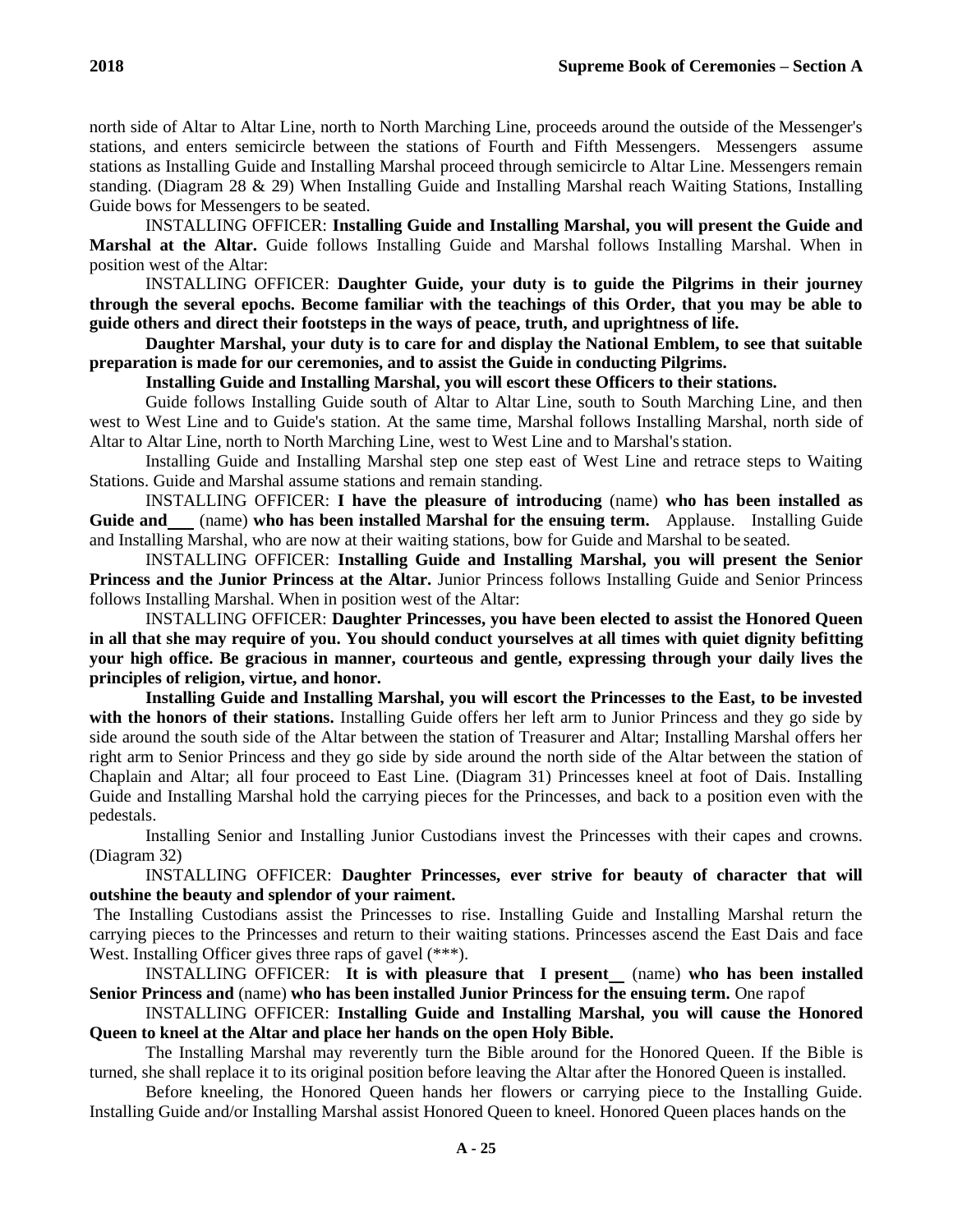north side of Altar to Altar Line, north to North Marching Line, proceeds around the outside of the Messenger's stations, and enters semicircle between the stations of Fourth and Fifth Messengers. Messengers assume stations as Installing Guide and Installing Marshal proceed through semicircle to Altar Line. Messengers remain standing. (Diagram 28 & 29) When Installing Guide and Installing Marshal reach Waiting Stations, Installing Guide bows for Messengers to be seated.

INSTALLING OFFICER: **Installing Guide and Installing Marshal, you will present the Guide and Marshal at the Altar.** Guide follows Installing Guide and Marshal follows Installing Marshal. When in position west of the Altar:

INSTALLING OFFICER: **Daughter Guide, your duty is to guide the Pilgrims in their journey through the several epochs. Become familiar with the teachings of this Order, that you may be able to guide others and direct their footsteps in the ways of peace, truth, and uprightness of life.**

**Daughter Marshal, your duty is to care for and display the National Emblem, to see that suitable preparation is made for our ceremonies, and to assist the Guide in conducting Pilgrims.**

**Installing Guide and Installing Marshal, you will escort these Officers to their stations.**

Guide follows Installing Guide south of Altar to Altar Line, south to South Marching Line, and then west to West Line and to Guide's station. At the same time, Marshal follows Installing Marshal, north side of Altar to Altar Line, north to North Marching Line, west to West Line and to Marshal's station.

Installing Guide and Installing Marshal step one step east of West Line and retrace steps to Waiting Stations. Guide and Marshal assume stations and remain standing.

INSTALLING OFFICER: **I have the pleasure of introducing** (name) **who has been installed as Guide and___** (name) **who has been installed Marshal for the ensuing term.** Applause. Installing Guide and Installing Marshal, who are now at their waiting stations, bow for Guide and Marshal to be seated.

INSTALLING OFFICER: **Installing Guide and Installing Marshal, you will present the Senior Princess and the Junior Princess at the Altar.** Junior Princess follows Installing Guide and Senior Princess follows Installing Marshal. When in position west of the Altar:

INSTALLING OFFICER: **Daughter Princesses, you have been elected to assist the Honored Queen in all that she may require of you. You should conduct yourselves at all times with quiet dignity befitting your high office. Be gracious in manner, courteous and gentle, expressing through your daily lives the principles of religion, virtue, and honor.**

**Installing Guide and Installing Marshal, you will escort the Princesses to the East, to be invested with the honors of their stations.** Installing Guide offers her left arm to Junior Princess and they go side by side around the south side of the Altar between the station of Treasurer and Altar; Installing Marshal offers her right arm to Senior Princess and they go side by side around the north side of the Altar between the station of Chaplain and Altar; all four proceed to East Line. (Diagram 31) Princesses kneel at foot of Dais. Installing Guide and Installing Marshal hold the carrying pieces for the Princesses, and back to a position even with the pedestals.

Installing Senior and Installing Junior Custodians invest the Princesses with their capes and crowns. (Diagram 32)

INSTALLING OFFICER: **Daughter Princesses, ever strive for beauty of character that will outshine the beauty and splendor of your raiment.**

The Installing Custodians assist the Princesses to rise. Installing Guide and Installing Marshal return the carrying pieces to the Princesses and return to their waiting stations. Princesses ascend the East Dais and face West. Installing Officer gives three raps of gavel (***).

INSTALLING OFFICER: **It is with pleasure that I present__** (name) **who has been installed Senior Princess and** (name) **who has been installed Junior Princess for the ensuing term.** One rap of

INSTALLING OFFICER: **Installing Guide and Installing Marshal, you will cause the Honored Queen to kneel at the Altar and place her hands on the open Holy Bible.**

The Installing Marshal may reverently turn the Bible around for the Honored Queen. If the Bible is turned, she shall replace it to its original position before leaving the Altar after the Honored Queen is installed.

Before kneeling, the Honored Queen hands her flowers or carrying piece to the Installing Guide. Installing Guide and/or Installing Marshal assist Honored Queen to kneel. Honored Queen places hands on the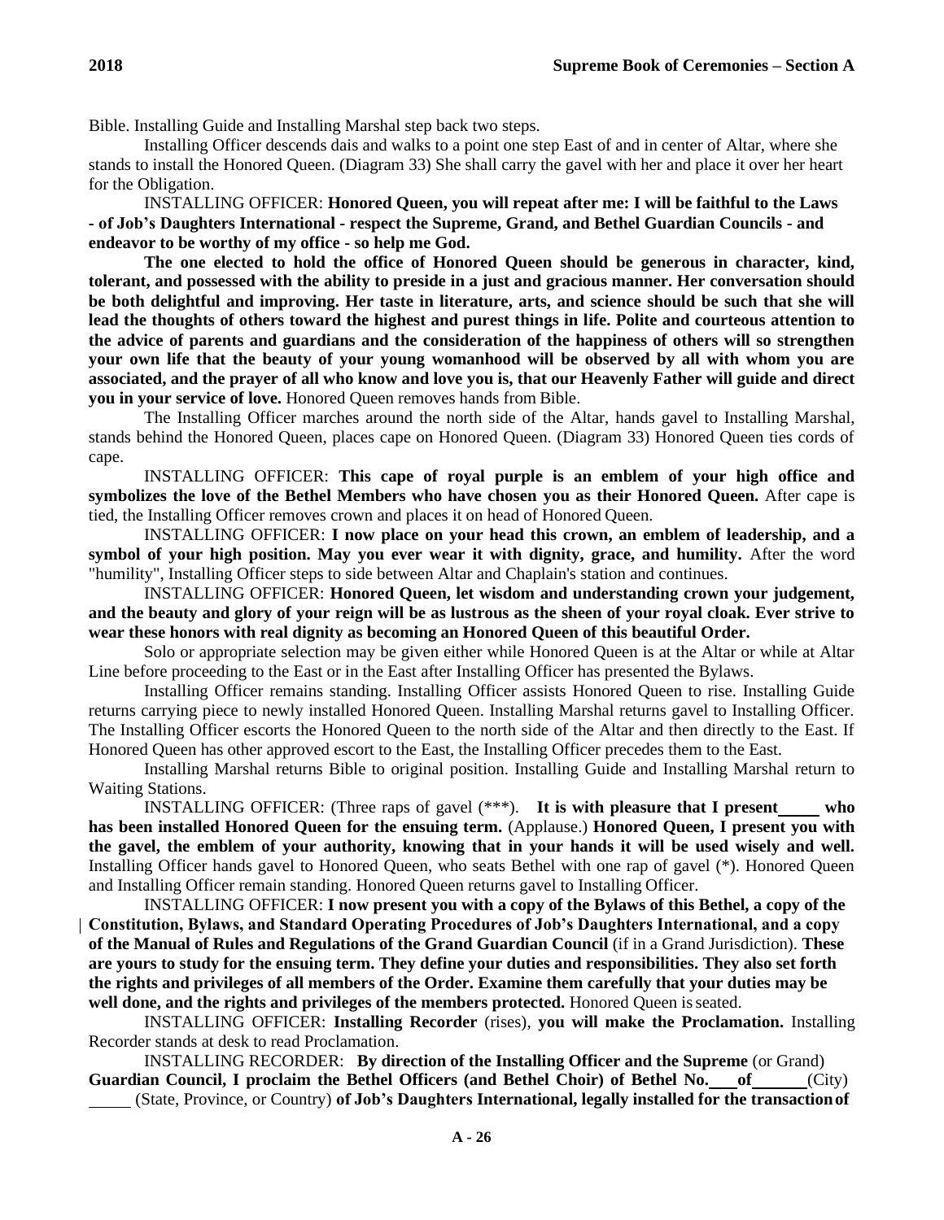Bible. Installing Guide and Installing Marshal step back two steps.

Installing Officer descends dais and walks to a point one step East of and in center of Altar, where she stands to install the Honored Queen. (Diagram 33) She shall carry the gavel with her and place it over her heart for the Obligation.

INSTALLING OFFICER: **Honored Queen, you will repeat after me: I will be faithful to the Laws - of Job's Daughters International - respect the Supreme, Grand, and Bethel Guardian Councils - and endeavor to be worthy of my office - so help me God.**

**The one elected to hold the office of Honored Queen should be generous in character, kind, tolerant, and possessed with the ability to preside in a just and gracious manner. Her conversation should be both delightful and improving. Her taste in literature, arts, and science should be such that she will lead the thoughts of others toward the highest and purest things in life. Polite and courteous attention to the advice of parents and guardians and the consideration of the happiness of others will so strengthen your own life that the beauty of your young womanhood will be observed by all with whom you are associated, and the prayer of all who know and love you is, that our Heavenly Father will guide and direct you in your service of love.** Honored Queen removes hands from Bible.

The Installing Officer marches around the north side of the Altar, hands gavel to Installing Marshal, stands behind the Honored Queen, places cape on Honored Queen. (Diagram 33) Honored Queen ties cords of cape.

INSTALLING OFFICER: **This cape of royal purple is an emblem of your high office and symbolizes the love of the Bethel Members who have chosen you as their Honored Queen.** After cape is tied, the Installing Officer removes crown and places it on head of Honored Queen.

INSTALLING OFFICER: **I now place on your head this crown, an emblem of leadership, and a symbol of your high position. May you ever wear it with dignity, grace, and humility.** After the word "humility", Installing Officer steps to side between Altar and Chaplain's station and continues.

INSTALLING OFFICER: **Honored Queen, let wisdom and understanding crown your judgement, and the beauty and glory of your reign will be as lustrous as the sheen of your royal cloak. Ever strive to wear these honors with real dignity as becoming an Honored Queen of this beautiful Order.**

Solo or appropriate selection may be given either while Honored Queen is at the Altar or while at Altar Line before proceeding to the East or in the East after Installing Officer has presented the Bylaws.

Installing Officer remains standing. Installing Officer assists Honored Queen to rise. Installing Guide returns carrying piece to newly installed Honored Queen. Installing Marshal returns gavel to Installing Officer. The Installing Officer escorts the Honored Queen to the north side of the Altar and then directly to the East. If Honored Queen has other approved escort to the East, the Installing Officer precedes them to the East.

Installing Marshal returns Bible to original position. Installing Guide and Installing Marshal return to Waiting Stations.

INSTALLING OFFICER: (Three raps of gavel (***). **It is with pleasure that I present \_\_\_\_\_ who has been installed Honored Queen for the ensuing term.** (Applause.) **Honored Queen, I present you with the gavel, the emblem of your authority, knowing that in your hands it will be used wisely and well.** Installing Officer hands gavel to Honored Queen, who seats Bethel with one rap of gavel (*). Honored Queen and Installing Officer remain standing. Honored Queen returns gavel to Installing Officer.

INSTALLING OFFICER: **I now present you with a copy of the Bylaws of this Bethel, a copy of the Constitution, Bylaws, and Standard Operating Procedures of Job's Daughters International, and a copy of the Manual of Rules and Regulations of the Grand Guardian Council** (if in a Grand Jurisdiction). **These are yours to study for the ensuing term. They define your duties and responsibilities. They also set forth the rights and privileges of all members of the Order. Examine them carefully that your duties may be well done, and the rights and privileges of the members protected.** Honored Queen is seated.

INSTALLING OFFICER: **Installing Recorder** (rises), **you will make the Proclamation.** Installing Recorder stands at desk to read Proclamation.

INSTALLING RECORDER: **By direction of the Installing Officer and the Supreme** (or Grand) **Guardian Council, I proclaim the Bethel Officers (and Bethel Choir) of Bethel No. \_\_\_ of \_\_\_\_\_\_** (City) \_\_\_\_\_ (State, Province, or Country) **of Job's Daughters International, legally installed for the transaction of**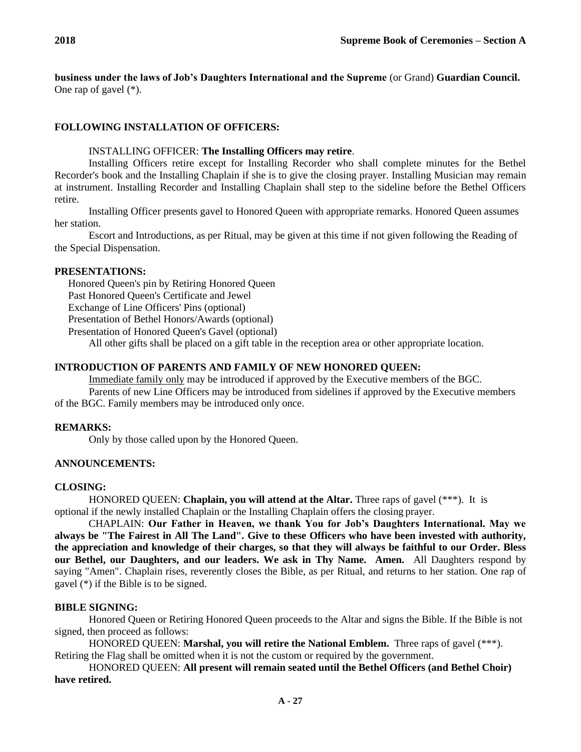**business under the laws of Job's Daughters International and the Supreme** (or Grand) **Guardian Council.** One rap of gavel (*).

**FOLLOWING INSTALLATION OF OFFICERS:**

INSTALLING OFFICER: **The Installing Officers may retire**.

Installing Officers retire except for Installing Recorder who shall complete minutes for the Bethel Recorder's book and the Installing Chaplain if she is to give the closing prayer. Installing Musician may remain at instrument. Installing Recorder and Installing Chaplain shall step to the sideline before the Bethel Officers retire.

Installing Officer presents gavel to Honored Queen with appropriate remarks. Honored Queen assumes her station.

Escort and Introductions, as per Ritual, may be given at this time if not given following the Reading of the Special Dispensation.

**PRESENTATIONS:**

Honored Queen's pin by Retiring Honored Queen
Past Honored Queen's Certificate and Jewel
Exchange of Line Officers' Pins (optional)
Presentation of Bethel Honors/Awards (optional)
Presentation of Honored Queen's Gavel (optional)

All other gifts shall be placed on a gift table in the reception area or other appropriate location.

**INTRODUCTION OF PARENTS AND FAMILY OF NEW HONORED QUEEN:**

<u>Immediate family only</u> may be introduced if approved by the Executive members of the BGC.

Parents of new Line Officers may be introduced from sidelines if approved by the Executive members of the BGC. Family members may be introduced only once.

**REMARKS:**

Only by those called upon by the Honored Queen.

**ANNOUNCEMENTS:**

**CLOSING:**

HONORED QUEEN: **Chaplain, you will attend at the Altar.** Three raps of gavel (***). It is optional if the newly installed Chaplain or the Installing Chaplain offers the closing prayer.

CHAPLAIN: **Our Father in Heaven, we thank You for Job's Daughters International. May we always be "The Fairest in All The Land". Give to these Officers who have been invested with authority, the appreciation and knowledge of their charges, so that they will always be faithful to our Order. Bless our Bethel, our Daughters, and our leaders. We ask in Thy Name. Amen.** All Daughters respond by saying "Amen". Chaplain rises, reverently closes the Bible, as per Ritual, and returns to her station. One rap of gavel (*) if the Bible is to be signed.

**BIBLE SIGNING:**

Honored Queen or Retiring Honored Queen proceeds to the Altar and signs the Bible. If the Bible is not signed, then proceed as follows:

HONORED QUEEN: **Marshal, you will retire the National Emblem.** Three raps of gavel (***). Retiring the Flag shall be omitted when it is not the custom or required by the government.

HONORED QUEEN: **All present will remain seated until the Bethel Officers (and Bethel Choir) have retired.**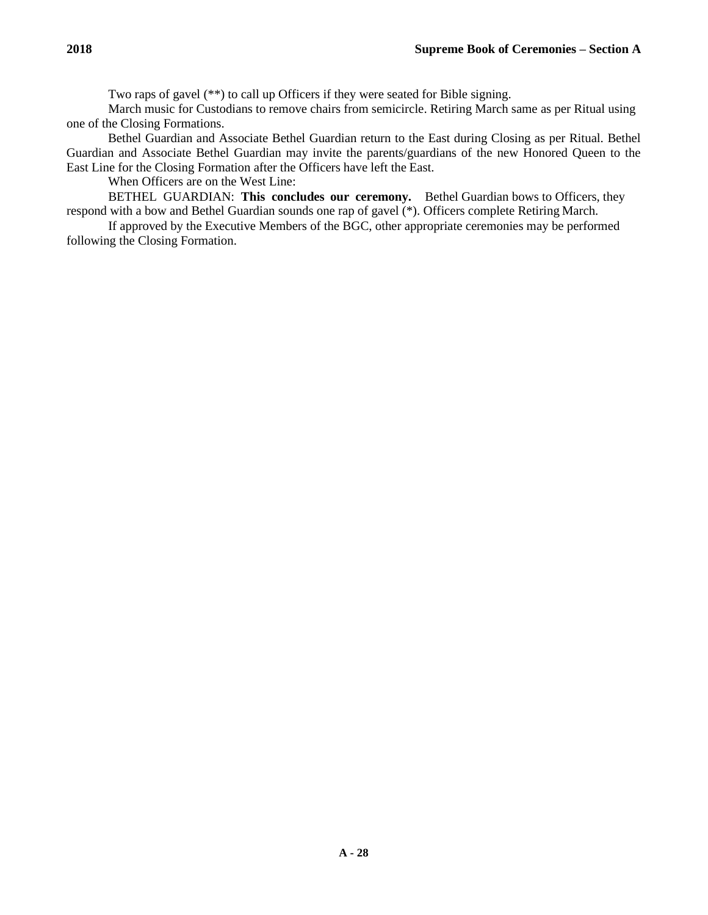Two raps of gavel (**) to call up Officers if they were seated for Bible signing.

March music for Custodians to remove chairs from semicircle. Retiring March same as per Ritual using one of the Closing Formations.

Bethel Guardian and Associate Bethel Guardian return to the East during Closing as per Ritual. Bethel Guardian and Associate Bethel Guardian may invite the parents/guardians of the new Honored Queen to the East Line for the Closing Formation after the Officers have left the East.

When Officers are on the West Line:

BETHEL GUARDIAN: **This concludes our ceremony.** Bethel Guardian bows to Officers, they respond with a bow and Bethel Guardian sounds one rap of gavel (*). Officers complete Retiring March.

If approved by the Executive Members of the BGC, other appropriate ceremonies may be performed following the Closing Formation.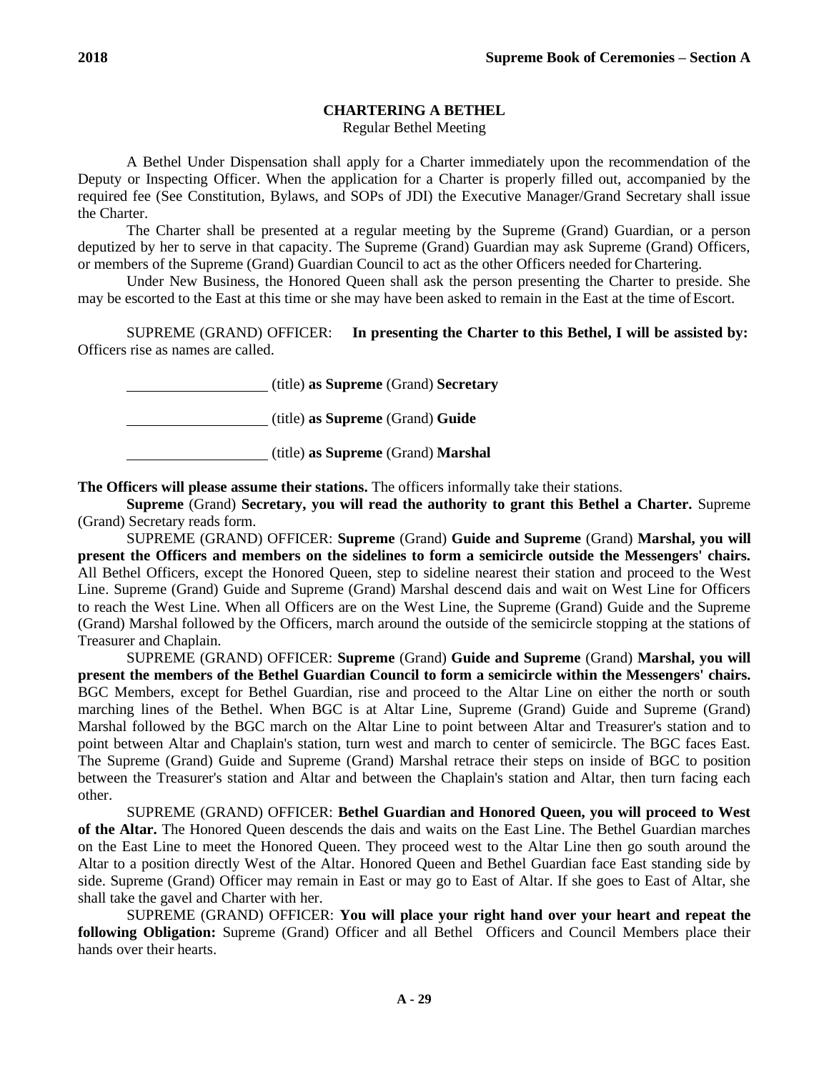## CHARTERING A BETHEL

Regular Bethel Meeting

A Bethel Under Dispensation shall apply for a Charter immediately upon the recommendation of the Deputy or Inspecting Officer. When the application for a Charter is properly filled out, accompanied by the required fee (See Constitution, Bylaws, and SOPs of JDI) the Executive Manager/Grand Secretary shall issue the Charter.

The Charter shall be presented at a regular meeting by the Supreme (Grand) Guardian, or a person deputized by her to serve in that capacity. The Supreme (Grand) Guardian may ask Supreme (Grand) Officers, or members of the Supreme (Grand) Guardian Council to act as the other Officers needed for Chartering.

Under New Business, the Honored Queen shall ask the person presenting the Charter to preside. She may be escorted to the East at this time or she may have been asked to remain in the East at the time of Escort.

SUPREME (GRAND) OFFICER: **In presenting the Charter to this Bethel, I will be assisted by:** Officers rise as names are called.

\_\_\_\_\_\_\_\_\_\_\_\_\_\_\_\_\_\_\_ (title) **as Supreme** (Grand) **Secretary**

\_\_\_\_\_\_\_\_\_\_\_\_\_\_\_\_\_\_\_ (title) **as Supreme** (Grand) **Guide**

\_\_\_\_\_\_\_\_\_\_\_\_\_\_\_\_\_\_\_ (title) **as Supreme** (Grand) **Marshal**

**The Officers will please assume their stations.** The officers informally take their stations.

**Supreme** (Grand) **Secretary, you will read the authority to grant this Bethel a Charter.** Supreme (Grand) Secretary reads form.

SUPREME (GRAND) OFFICER: **Supreme** (Grand) **Guide and Supreme** (Grand) **Marshal, you will present the Officers and members on the sidelines to form a semicircle outside the Messengers' chairs.** All Bethel Officers, except the Honored Queen, step to sideline nearest their station and proceed to the West Line. Supreme (Grand) Guide and Supreme (Grand) Marshal descend dais and wait on West Line for Officers to reach the West Line. When all Officers are on the West Line, the Supreme (Grand) Guide and the Supreme (Grand) Marshal followed by the Officers, march around the outside of the semicircle stopping at the stations of Treasurer and Chaplain.

SUPREME (GRAND) OFFICER: **Supreme** (Grand) **Guide and Supreme** (Grand) **Marshal, you will present the members of the Bethel Guardian Council to form a semicircle within the Messengers' chairs.** BGC Members, except for Bethel Guardian, rise and proceed to the Altar Line on either the north or south marching lines of the Bethel. When BGC is at Altar Line, Supreme (Grand) Guide and Supreme (Grand) Marshal followed by the BGC march on the Altar Line to point between Altar and Treasurer's station and to point between Altar and Chaplain's station, turn west and march to center of semicircle. The BGC faces East. The Supreme (Grand) Guide and Supreme (Grand) Marshal retrace their steps on inside of BGC to position between the Treasurer's station and Altar and between the Chaplain's station and Altar, then turn facing each other.

SUPREME (GRAND) OFFICER: **Bethel Guardian and Honored Queen, you will proceed to West of the Altar.** The Honored Queen descends the dais and waits on the East Line. The Bethel Guardian marches on the East Line to meet the Honored Queen. They proceed west to the Altar Line then go south around the Altar to a position directly West of the Altar. Honored Queen and Bethel Guardian face East standing side by side. Supreme (Grand) Officer may remain in East or may go to East of Altar. If she goes to East of Altar, she shall take the gavel and Charter with her.

SUPREME (GRAND) OFFICER: **You will place your right hand over your heart and repeat the following Obligation:** Supreme (Grand) Officer and all Bethel Officers and Council Members place their hands over their hearts.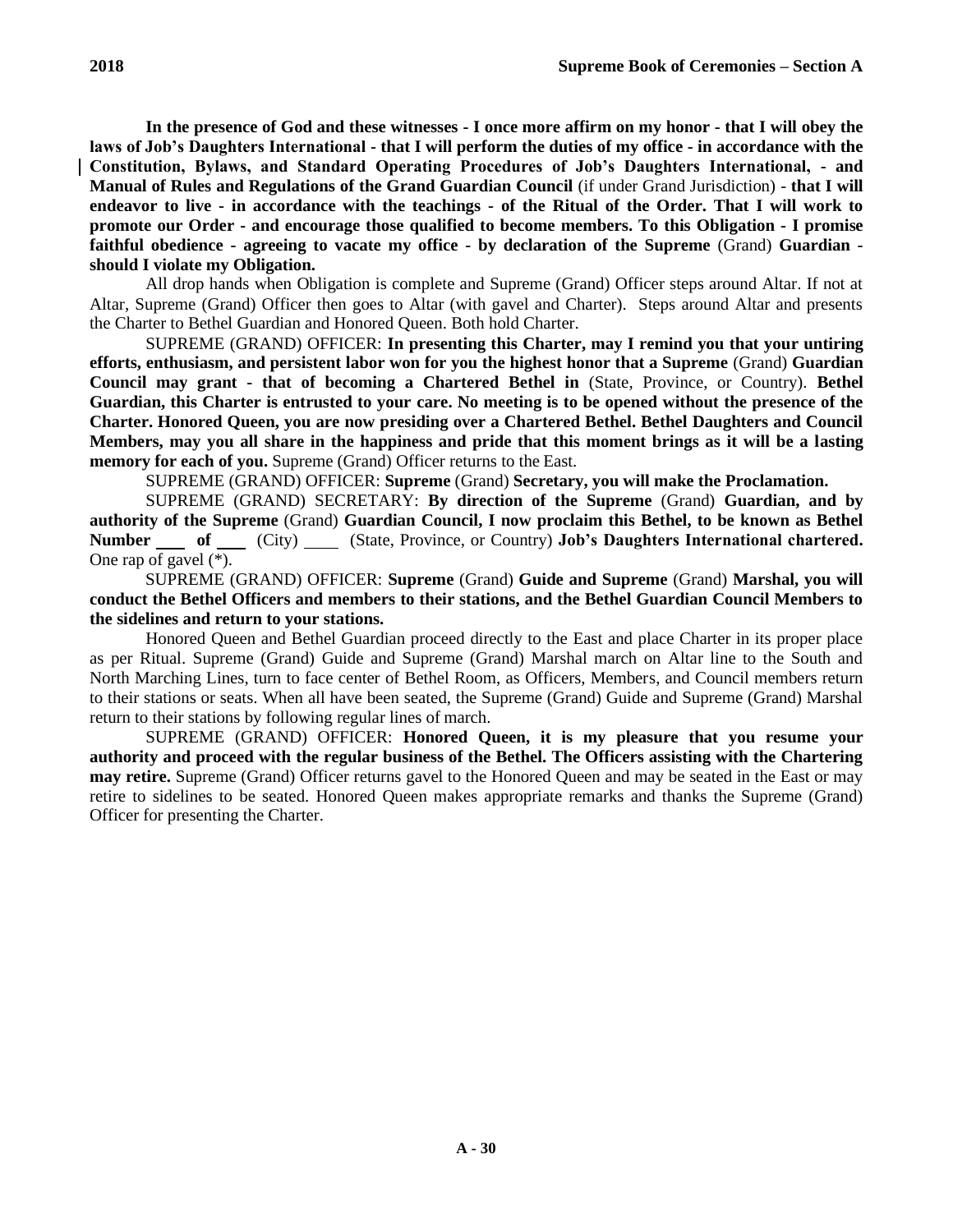**In the presence of God and these witnesses - I once more affirm on my honor - that I will obey the laws of Job's Daughters International - that I will perform the duties of my office - in accordance with the Constitution, Bylaws, and Standard Operating Procedures of Job's Daughters International, - and Manual of Rules and Regulations of the Grand Guardian Council** (if under Grand Jurisdiction) - **that I will endeavor to live - in accordance with the teachings - of the Ritual of the Order. That I will work to promote our Order - and encourage those qualified to become members. To this Obligation - I promise faithful obedience - agreeing to vacate my office - by declaration of the Supreme** (Grand) **Guardian - should I violate my Obligation.**

All drop hands when Obligation is complete and Supreme (Grand) Officer steps around Altar. If not at Altar, Supreme (Grand) Officer then goes to Altar (with gavel and Charter). Steps around Altar and presents the Charter to Bethel Guardian and Honored Queen. Both hold Charter.

SUPREME (GRAND) OFFICER: **In presenting this Charter, may I remind you that your untiring efforts, enthusiasm, and persistent labor won for you the highest honor that a Supreme** (Grand) **Guardian Council may grant - that of becoming a Chartered Bethel in** (State, Province, or Country). **Bethel Guardian, this Charter is entrusted to your care. No meeting is to be opened without the presence of the Charter. Honored Queen, you are now presiding over a Chartered Bethel. Bethel Daughters and Council Members, may you all share in the happiness and pride that this moment brings as it will be a lasting memory for each of you.** Supreme (Grand) Officer returns to the East.

SUPREME (GRAND) OFFICER: **Supreme** (Grand) **Secretary, you will make the Proclamation.**

SUPREME (GRAND) SECRETARY: **By direction of the Supreme** (Grand) **Guardian, and by authority of the Supreme** (Grand) **Guardian Council, I now proclaim this Bethel, to be known as Bethel Number \_\_\_ of \_\_\_** (City) \_\_\_ (State, Province, or Country) **Job's Daughters International chartered.** One rap of gavel (*).

SUPREME (GRAND) OFFICER: **Supreme** (Grand) **Guide and Supreme** (Grand) **Marshal, you will conduct the Bethel Officers and members to their stations, and the Bethel Guardian Council Members to the sidelines and return to your stations.**

Honored Queen and Bethel Guardian proceed directly to the East and place Charter in its proper place as per Ritual. Supreme (Grand) Guide and Supreme (Grand) Marshal march on Altar line to the South and North Marching Lines, turn to face center of Bethel Room, as Officers, Members, and Council members return to their stations or seats. When all have been seated, the Supreme (Grand) Guide and Supreme (Grand) Marshal return to their stations by following regular lines of march.

SUPREME (GRAND) OFFICER: **Honored Queen, it is my pleasure that you resume your authority and proceed with the regular business of the Bethel. The Officers assisting with the Chartering may retire.** Supreme (Grand) Officer returns gavel to the Honored Queen and may be seated in the East or may retire to sidelines to be seated. Honored Queen makes appropriate remarks and thanks the Supreme (Grand) Officer for presenting the Charter.